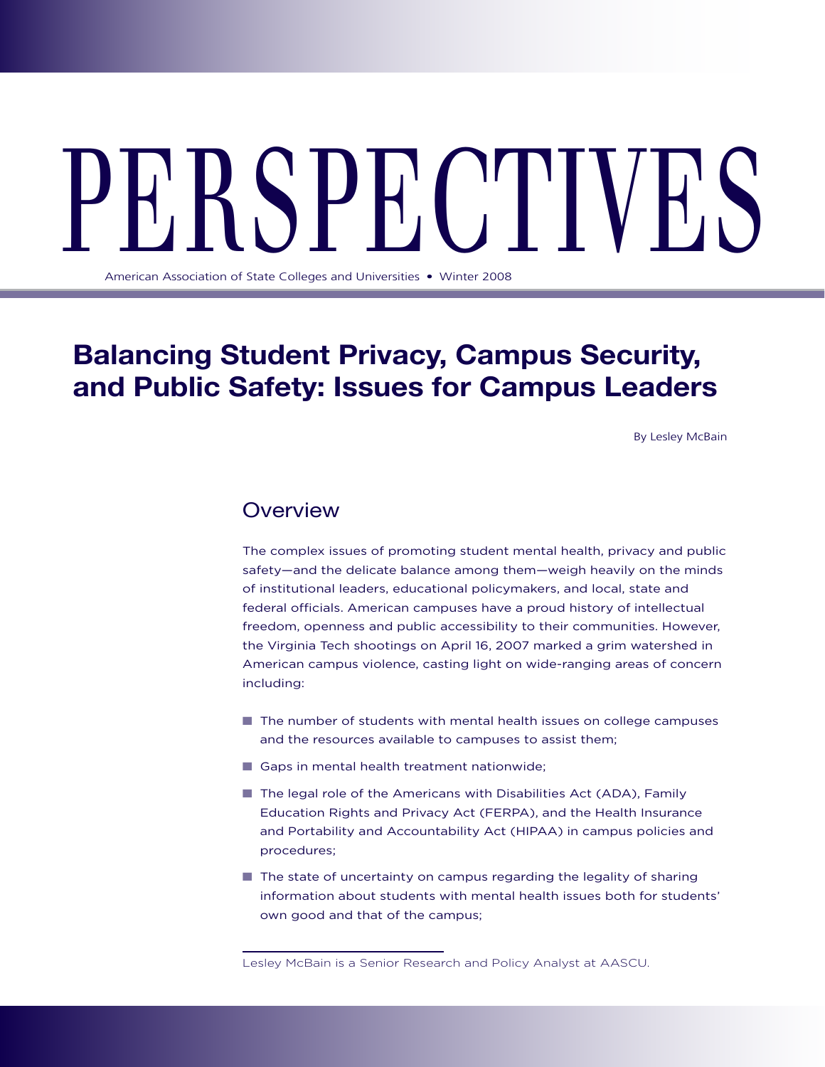# PERSPECTIVES

American Association of State Colleges and Universities • Winter 2008

# Balancing Student Privacy, Campus Security, and Public Safety: Issues for Campus Leaders

By Lesley McBain

## Overview

The complex issues of promoting student mental health, privacy and public safety—and the delicate balance among them—weigh heavily on the minds of institutional leaders, educational policymakers, and local, state and federal officials. American campuses have a proud history of intellectual freedom, openness and public accessibility to their communities. However, the Virginia Tech shootings on April 16, 2007 marked a grim watershed in American campus violence, casting light on wide-ranging areas of concern including:

- The number of students with mental health issues on college campuses and the resources available to campuses to assist them;
- Gaps in mental health treatment nationwide;
- The legal role of the Americans with Disabilities Act (ADA), Family Education Rights and Privacy Act (FERPA), and the Health Insurance and Portability and Accountability Act (HIPAA) in campus policies and procedures;
- The state of uncertainty on campus regarding the legality of sharing information about students with mental health issues both for students' own good and that of the campus;

Lesley McBain is a Senior Research and Policy Analyst at AASCU.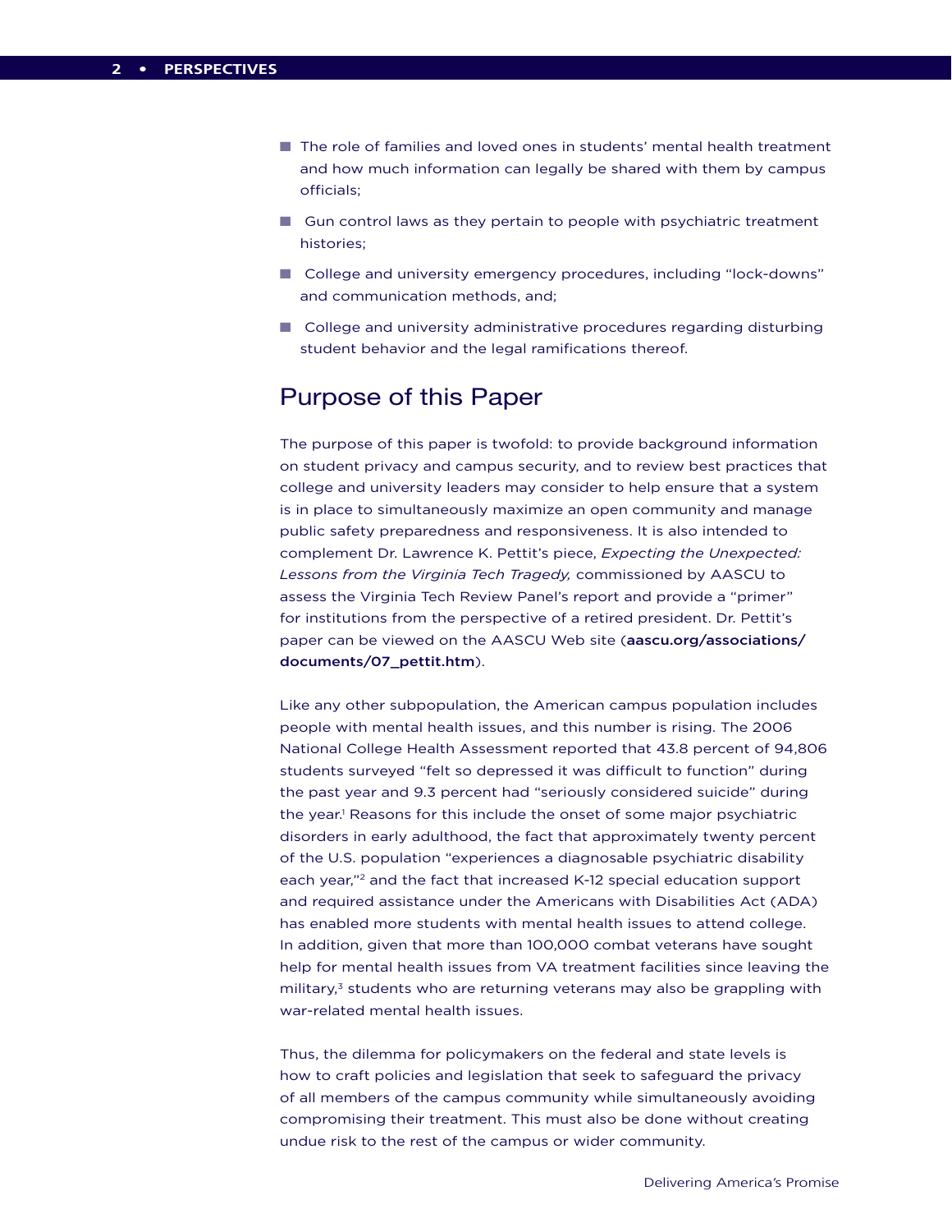- The role of families and loved ones in students' mental health treatment and how much information can legally be shared with them by campus officials;
- Gun control laws as they pertain to people with psychiatric treatment histories;
- College and university emergency procedures, including "lock-downs" and communication methods, and;
- College and university administrative procedures regarding disturbing student behavior and the legal ramifications thereof.

## Purpose of this Paper

The purpose of this paper is twofold: to provide background information on student privacy and campus security, and to review best practices that college and university leaders may consider to help ensure that a system is in place to simultaneously maximize an open community and manage public safety preparedness and responsiveness. It is also intended to complement Dr. Lawrence K. Pettit's piece, *Expecting the Unexpected: Lessons from the Virginia Tech Tragedy,* commissioned by AASCU to assess the Virginia Tech Review Panel's report and provide a "primer" for institutions from the perspective of a retired president. Dr. Pettit's paper can be viewed on the AASCU Web site (**aascu.org/associations/documents/07_pettit.htm**).

Like any other subpopulation, the American campus population includes people with mental health issues, and this number is rising. The 2006 National College Health Assessment reported that 43.8 percent of 94,806 students surveyed "felt so depressed it was difficult to function" during the past year and 9.3 percent had "seriously considered suicide" during the year.[1] Reasons for this include the onset of some major psychiatric disorders in early adulthood, the fact that approximately twenty percent of the U.S. population "experiences a diagnosable psychiatric disability each year,"[2] and the fact that increased K-12 special education support and required assistance under the Americans with Disabilities Act (ADA) has enabled more students with mental health issues to attend college. In addition, given that more than 100,000 combat veterans have sought help for mental health issues from VA treatment facilities since leaving the military,[3] students who are returning veterans may also be grappling with war-related mental health issues.

Thus, the dilemma for policymakers on the federal and state levels is how to craft policies and legislation that seek to safeguard the privacy of all members of the campus community while simultaneously avoiding compromising their treatment. This must also be done without creating undue risk to the rest of the campus or wider community.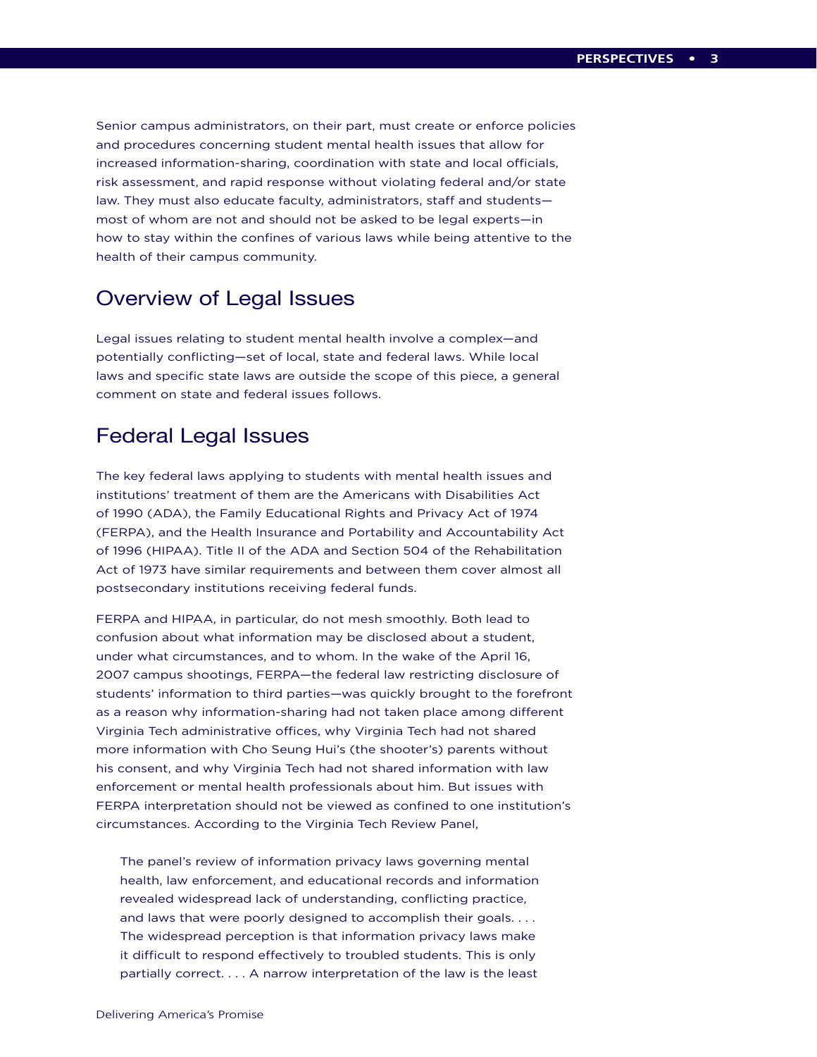Senior campus administrators, on their part, must create or enforce policies and procedures concerning student mental health issues that allow for increased information-sharing, coordination with state and local officials, risk assessment, and rapid response without violating federal and/or state law. They must also educate faculty, administrators, staff and students—most of whom are not and should not be asked to be legal experts—in how to stay within the confines of various laws while being attentive to the health of their campus community.

## Overview of Legal Issues

Legal issues relating to student mental health involve a complex—and potentially conflicting—set of local, state and federal laws. While local laws and specific state laws are outside the scope of this piece, a general comment on state and federal issues follows.

## Federal Legal Issues

The key federal laws applying to students with mental health issues and institutions' treatment of them are the Americans with Disabilities Act of 1990 (ADA), the Family Educational Rights and Privacy Act of 1974 (FERPA), and the Health Insurance and Portability and Accountability Act of 1996 (HIPAA). Title II of the ADA and Section 504 of the Rehabilitation Act of 1973 have similar requirements and between them cover almost all postsecondary institutions receiving federal funds.

FERPA and HIPAA, in particular, do not mesh smoothly. Both lead to confusion about what information may be disclosed about a student, under what circumstances, and to whom. In the wake of the April 16, 2007 campus shootings, FERPA—the federal law restricting disclosure of students' information to third parties—was quickly brought to the forefront as a reason why information-sharing had not taken place among different Virginia Tech administrative offices, why Virginia Tech had not shared more information with Cho Seung Hui's (the shooter's) parents without his consent, and why Virginia Tech had not shared information with law enforcement or mental health professionals about him. But issues with FERPA interpretation should not be viewed as confined to one institution's circumstances. According to the Virginia Tech Review Panel,

> The panel's review of information privacy laws governing mental health, law enforcement, and educational records and information revealed widespread lack of understanding, conflicting practice, and laws that were poorly designed to accomplish their goals. . . . The widespread perception is that information privacy laws make it difficult to respond effectively to troubled students. This is only partially correct. . . . A narrow interpretation of the law is the least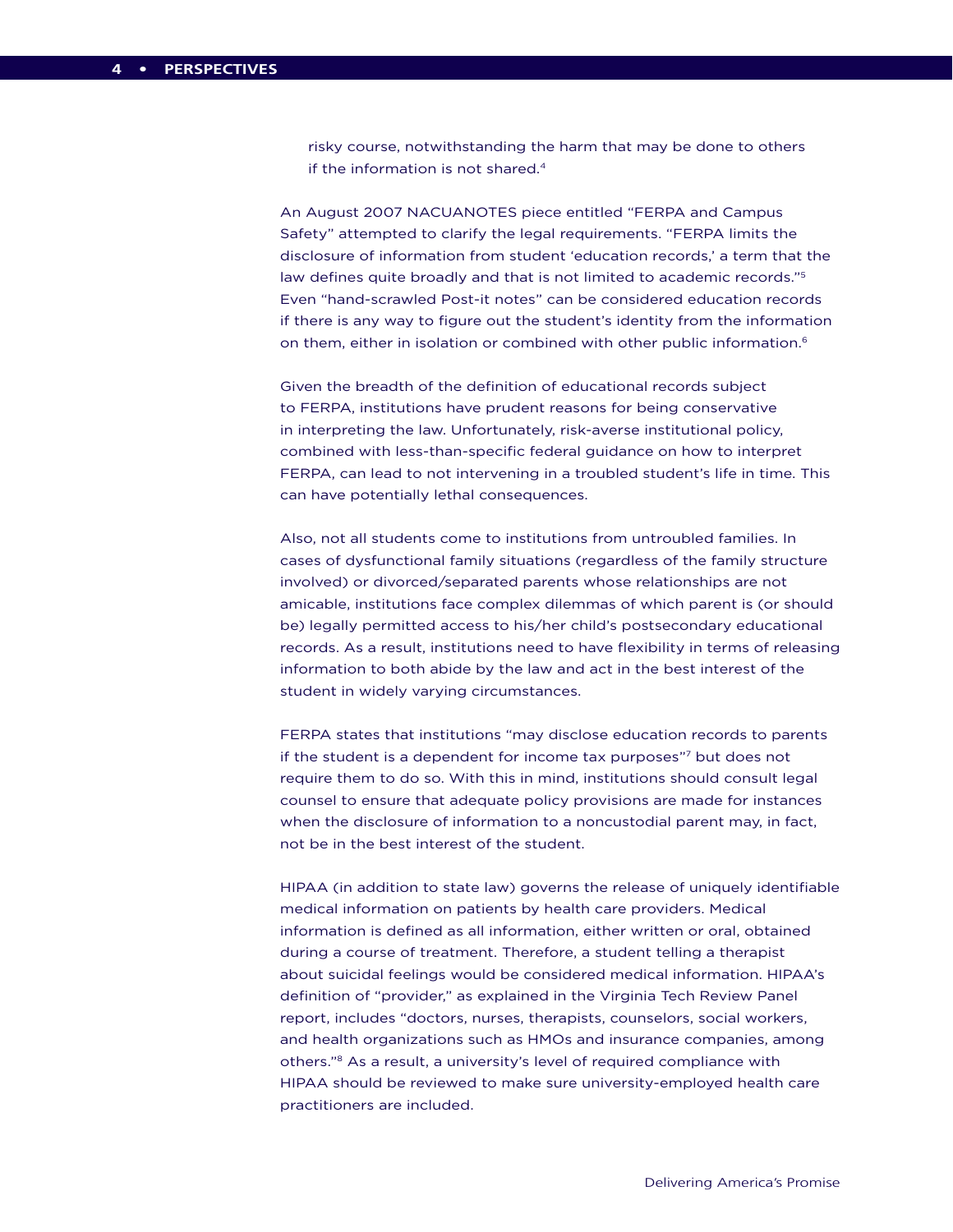risky course, notwithstanding the harm that may be done to others if the information is not shared.[4]

An August 2007 NACUANOTES piece entitled "FERPA and Campus Safety" attempted to clarify the legal requirements. "FERPA limits the disclosure of information from student 'education records,' a term that the law defines quite broadly and that is not limited to academic records."[5] Even "hand-scrawled Post-it notes" can be considered education records if there is any way to figure out the student's identity from the information on them, either in isolation or combined with other public information.[6]

Given the breadth of the definition of educational records subject to FERPA, institutions have prudent reasons for being conservative in interpreting the law. Unfortunately, risk-averse institutional policy, combined with less-than-specific federal guidance on how to interpret FERPA, can lead to not intervening in a troubled student's life in time. This can have potentially lethal consequences.

Also, not all students come to institutions from untroubled families. In cases of dysfunctional family situations (regardless of the family structure involved) or divorced/separated parents whose relationships are not amicable, institutions face complex dilemmas of which parent is (or should be) legally permitted access to his/her child's postsecondary educational records. As a result, institutions need to have flexibility in terms of releasing information to both abide by the law and act in the best interest of the student in widely varying circumstances.

FERPA states that institutions "may disclose education records to parents if the student is a dependent for income tax purposes"[7] but does not require them to do so. With this in mind, institutions should consult legal counsel to ensure that adequate policy provisions are made for instances when the disclosure of information to a noncustodial parent may, in fact, not be in the best interest of the student.

HIPAA (in addition to state law) governs the release of uniquely identifiable medical information on patients by health care providers. Medical information is defined as all information, either written or oral, obtained during a course of treatment. Therefore, a student telling a therapist about suicidal feelings would be considered medical information. HIPAA's definition of "provider," as explained in the Virginia Tech Review Panel report, includes "doctors, nurses, therapists, counselors, social workers, and health organizations such as HMOs and insurance companies, among others."[8] As a result, a university's level of required compliance with HIPAA should be reviewed to make sure university-employed health care practitioners are included.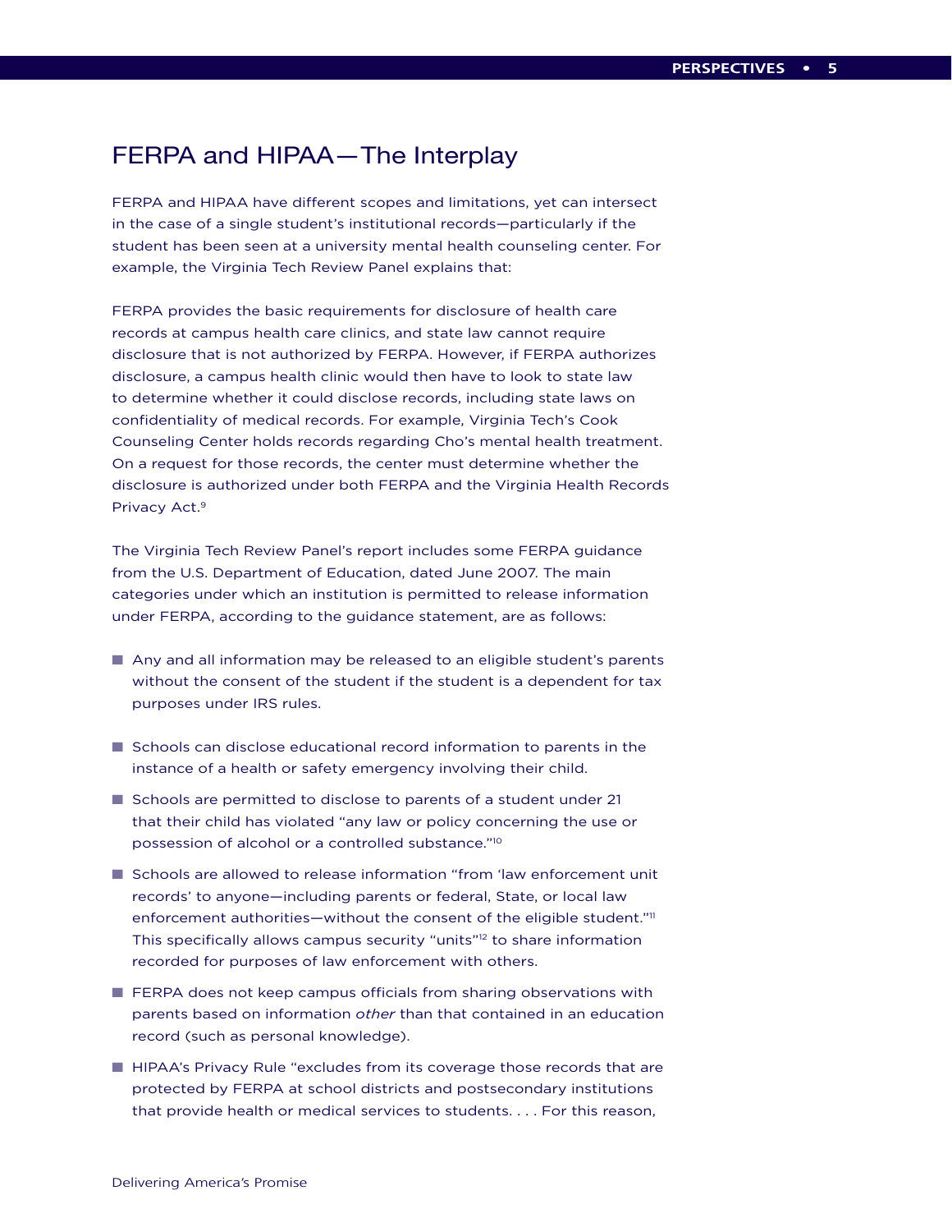## FERPA and HIPAA—The Interplay

FERPA and HIPAA have different scopes and limitations, yet can intersect in the case of a single student's institutional records—particularly if the student has been seen at a university mental health counseling center. For example, the Virginia Tech Review Panel explains that:

> FERPA provides the basic requirements for disclosure of health care records at campus health care clinics, and state law cannot require disclosure that is not authorized by FERPA. However, if FERPA authorizes disclosure, a campus health clinic would then have to look to state law to determine whether it could disclose records, including state laws on confidentiality of medical records. For example, Virginia Tech's Cook Counseling Center holds records regarding Cho's mental health treatment. On a request for those records, the center must determine whether the disclosure is authorized under both FERPA and the Virginia Health Records Privacy Act.[9]

The Virginia Tech Review Panel's report includes some FERPA guidance from the U.S. Department of Education, dated June 2007. The main categories under which an institution is permitted to release information under FERPA, according to the guidance statement, are as follows:

- Any and all information may be released to an eligible student's parents without the consent of the student if the student is a dependent for tax purposes under IRS rules.
- Schools can disclose educational record information to parents in the instance of a health or safety emergency involving their child.
- Schools are permitted to disclose to parents of a student under 21 that their child has violated "any law or policy concerning the use or possession of alcohol or a controlled substance."[10]
- Schools are allowed to release information "from 'law enforcement unit records' to anyone—including parents or federal, State, or local law enforcement authorities—without the consent of the eligible student."[11] This specifically allows campus security "units"[12] to share information recorded for purposes of law enforcement with others.
- FERPA does not keep campus officials from sharing observations with parents based on information *other* than that contained in an education record (such as personal knowledge).
- HIPAA's Privacy Rule "excludes from its coverage those records that are protected by FERPA at school districts and postsecondary institutions that provide health or medical services to students. . . . For this reason,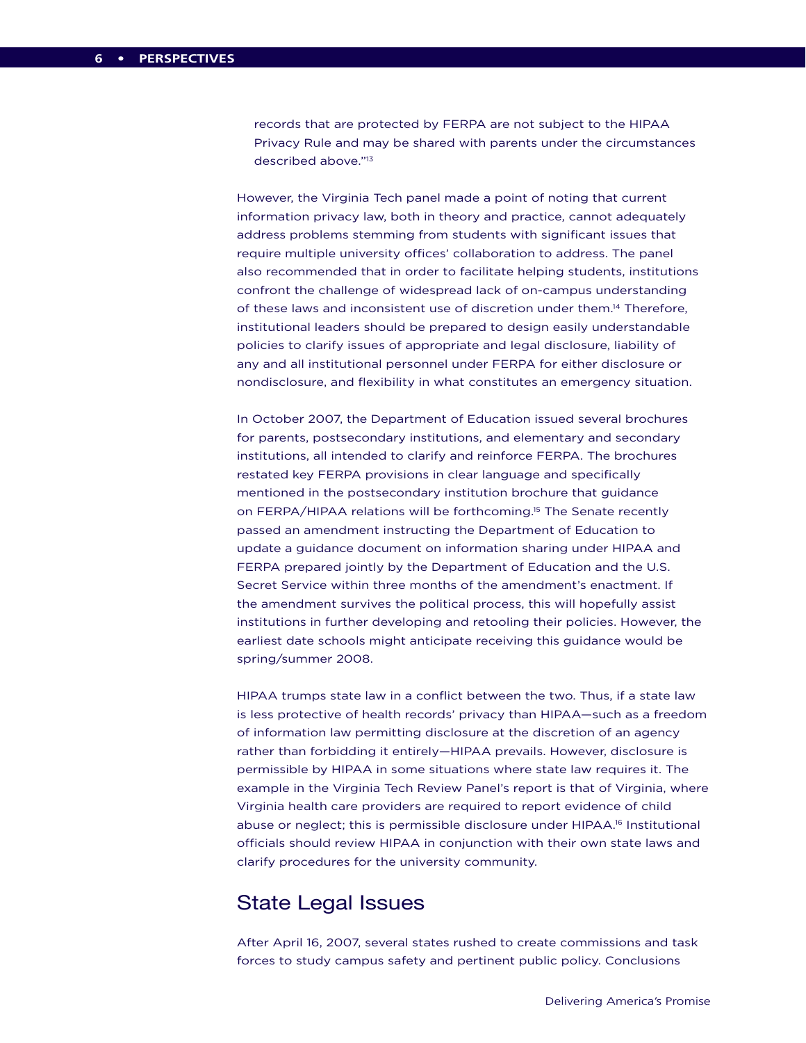records that are protected by FERPA are not subject to the HIPAA Privacy Rule and may be shared with parents under the circumstances described above."[13]

However, the Virginia Tech panel made a point of noting that current information privacy law, both in theory and practice, cannot adequately address problems stemming from students with significant issues that require multiple university offices' collaboration to address. The panel also recommended that in order to facilitate helping students, institutions confront the challenge of widespread lack of on-campus understanding of these laws and inconsistent use of discretion under them.[14] Therefore, institutional leaders should be prepared to design easily understandable policies to clarify issues of appropriate and legal disclosure, liability of any and all institutional personnel under FERPA for either disclosure or nondisclosure, and flexibility in what constitutes an emergency situation.

In October 2007, the Department of Education issued several brochures for parents, postsecondary institutions, and elementary and secondary institutions, all intended to clarify and reinforce FERPA. The brochures restated key FERPA provisions in clear language and specifically mentioned in the postsecondary institution brochure that guidance on FERPA/HIPAA relations will be forthcoming.[15] The Senate recently passed an amendment instructing the Department of Education to update a guidance document on information sharing under HIPAA and FERPA prepared jointly by the Department of Education and the U.S. Secret Service within three months of the amendment's enactment. If the amendment survives the political process, this will hopefully assist institutions in further developing and retooling their policies. However, the earliest date schools might anticipate receiving this guidance would be spring/summer 2008.

HIPAA trumps state law in a conflict between the two. Thus, if a state law is less protective of health records' privacy than HIPAA—such as a freedom of information law permitting disclosure at the discretion of an agency rather than forbidding it entirely—HIPAA prevails. However, disclosure is permissible by HIPAA in some situations where state law requires it. The example in the Virginia Tech Review Panel's report is that of Virginia, where Virginia health care providers are required to report evidence of child abuse or neglect; this is permissible disclosure under HIPAA.[16] Institutional officials should review HIPAA in conjunction with their own state laws and clarify procedures for the university community.

## State Legal Issues

After April 16, 2007, several states rushed to create commissions and task forces to study campus safety and pertinent public policy. Conclusions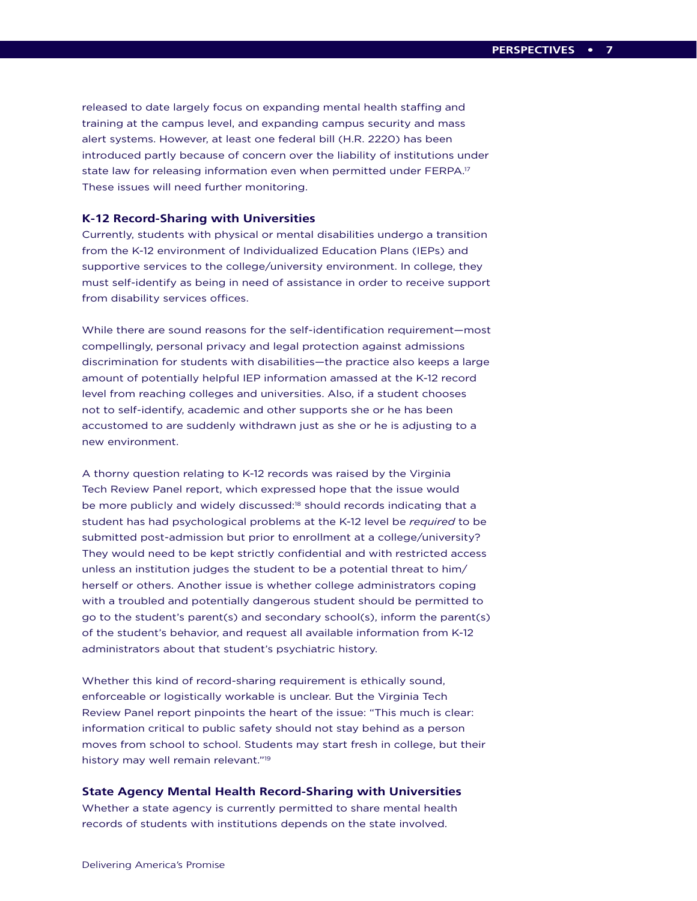released to date largely focus on expanding mental health staffing and training at the campus level, and expanding campus security and mass alert systems. However, at least one federal bill (H.R. 2220) has been introduced partly because of concern over the liability of institutions under state law for releasing information even when permitted under FERPA.[17] These issues will need further monitoring.

### K-12 Record-Sharing with Universities

Currently, students with physical or mental disabilities undergo a transition from the K-12 environment of Individualized Education Plans (IEPs) and supportive services to the college/university environment. In college, they must self-identify as being in need of assistance in order to receive support from disability services offices.

While there are sound reasons for the self-identification requirement—most compellingly, personal privacy and legal protection against admissions discrimination for students with disabilities—the practice also keeps a large amount of potentially helpful IEP information amassed at the K-12 record level from reaching colleges and universities. Also, if a student chooses not to self-identify, academic and other supports she or he has been accustomed to are suddenly withdrawn just as she or he is adjusting to a new environment.

A thorny question relating to K-12 records was raised by the Virginia Tech Review Panel report, which expressed hope that the issue would be more publicly and widely discussed:[18] should records indicating that a student has had psychological problems at the K-12 level be *required* to be submitted post-admission but prior to enrollment at a college/university? They would need to be kept strictly confidential and with restricted access unless an institution judges the student to be a potential threat to him/herself or others. Another issue is whether college administrators coping with a troubled and potentially dangerous student should be permitted to go to the student's parent(s) and secondary school(s), inform the parent(s) of the student's behavior, and request all available information from K-12 administrators about that student's psychiatric history.

Whether this kind of record-sharing requirement is ethically sound, enforceable or logistically workable is unclear. But the Virginia Tech Review Panel report pinpoints the heart of the issue: "This much is clear: information critical to public safety should not stay behind as a person moves from school to school. Students may start fresh in college, but their history may well remain relevant."[19]

### State Agency Mental Health Record-Sharing with Universities

Whether a state agency is currently permitted to share mental health records of students with institutions depends on the state involved.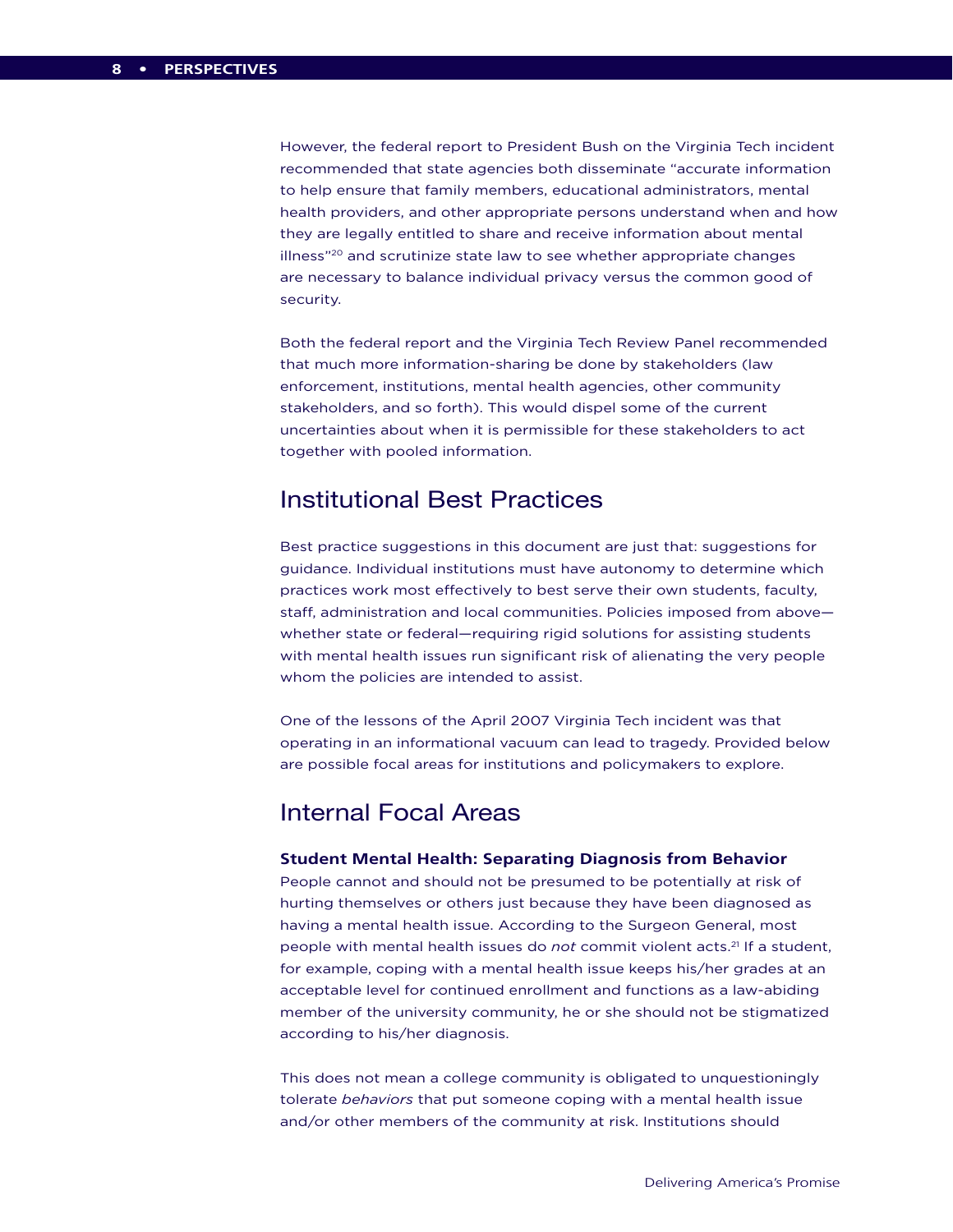However, the federal report to President Bush on the Virginia Tech incident recommended that state agencies both disseminate "accurate information to help ensure that family members, educational administrators, mental health providers, and other appropriate persons understand when and how they are legally entitled to share and receive information about mental illness"[20] and scrutinize state law to see whether appropriate changes are necessary to balance individual privacy versus the common good of security.

Both the federal report and the Virginia Tech Review Panel recommended that much more information-sharing be done by stakeholders (law enforcement, institutions, mental health agencies, other community stakeholders, and so forth). This would dispel some of the current uncertainties about when it is permissible for these stakeholders to act together with pooled information.

## Institutional Best Practices

Best practice suggestions in this document are just that: suggestions for guidance. Individual institutions must have autonomy to determine which practices work most effectively to best serve their own students, faculty, staff, administration and local communities. Policies imposed from above—whether state or federal—requiring rigid solutions for assisting students with mental health issues run significant risk of alienating the very people whom the policies are intended to assist.

One of the lessons of the April 2007 Virginia Tech incident was that operating in an informational vacuum can lead to tragedy. Provided below are possible focal areas for institutions and policymakers to explore.

## Internal Focal Areas

### Student Mental Health: Separating Diagnosis from Behavior

People cannot and should not be presumed to be potentially at risk of hurting themselves or others just because they have been diagnosed as having a mental health issue. According to the Surgeon General, most people with mental health issues do *not* commit violent acts.[21] If a student, for example, coping with a mental health issue keeps his/her grades at an acceptable level for continued enrollment and functions as a law-abiding member of the university community, he or she should not be stigmatized according to his/her diagnosis.

This does not mean a college community is obligated to unquestioningly tolerate *behaviors* that put someone coping with a mental health issue and/or other members of the community at risk. Institutions should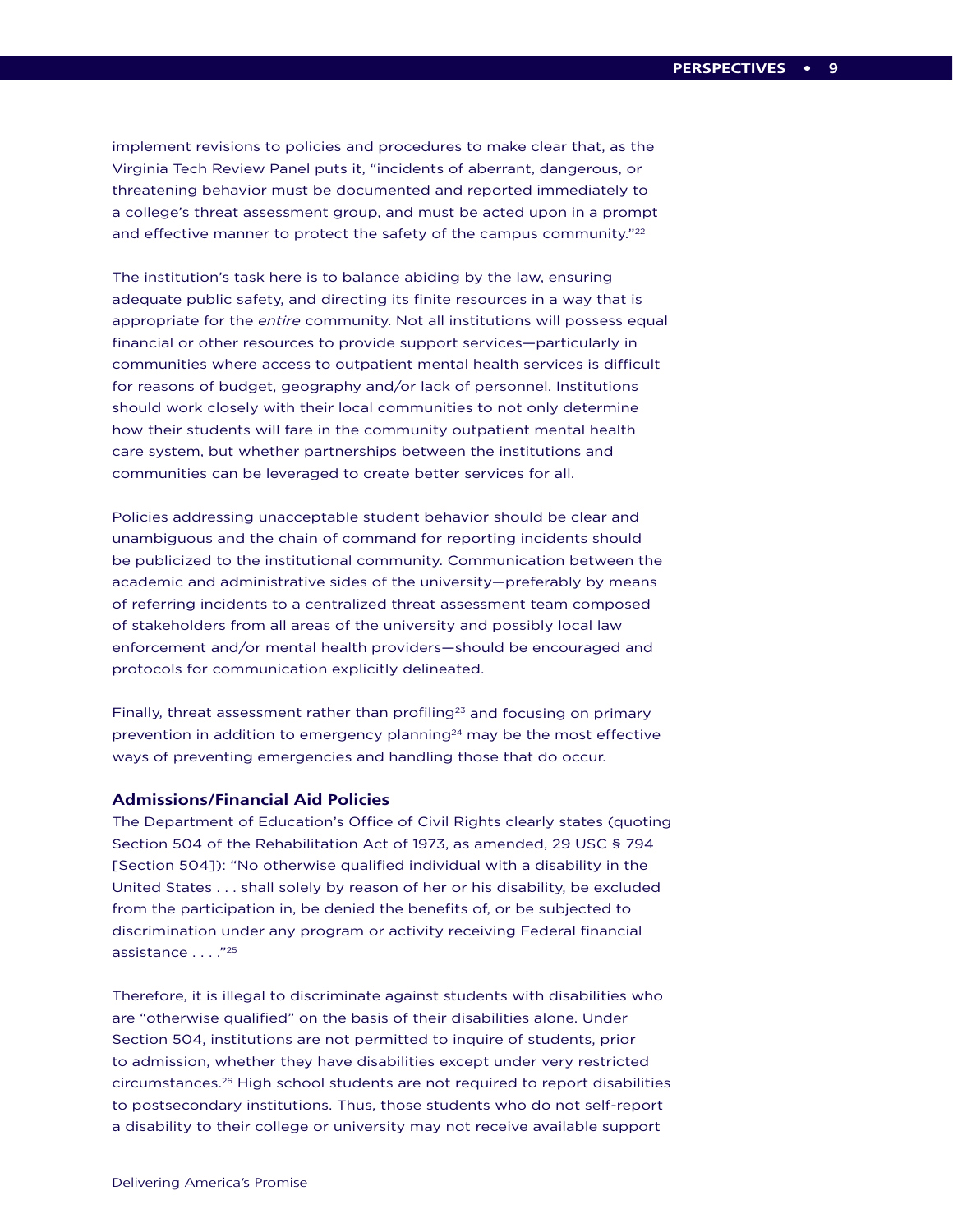implement revisions to policies and procedures to make clear that, as the Virginia Tech Review Panel puts it, "incidents of aberrant, dangerous, or threatening behavior must be documented and reported immediately to a college's threat assessment group, and must be acted upon in a prompt and effective manner to protect the safety of the campus community."[22]

The institution's task here is to balance abiding by the law, ensuring adequate public safety, and directing its finite resources in a way that is appropriate for the *entire* community. Not all institutions will possess equal financial or other resources to provide support services—particularly in communities where access to outpatient mental health services is difficult for reasons of budget, geography and/or lack of personnel. Institutions should work closely with their local communities to not only determine how their students will fare in the community outpatient mental health care system, but whether partnerships between the institutions and communities can be leveraged to create better services for all.

Policies addressing unacceptable student behavior should be clear and unambiguous and the chain of command for reporting incidents should be publicized to the institutional community. Communication between the academic and administrative sides of the university—preferably by means of referring incidents to a centralized threat assessment team composed of stakeholders from all areas of the university and possibly local law enforcement and/or mental health providers—should be encouraged and protocols for communication explicitly delineated.

Finally, threat assessment rather than profiling[23] and focusing on primary prevention in addition to emergency planning[24] may be the most effective ways of preventing emergencies and handling those that do occur.

### Admissions/Financial Aid Policies

The Department of Education's Office of Civil Rights clearly states (quoting Section 504 of the Rehabilitation Act of 1973, as amended, 29 USC § 794 [Section 504]): "No otherwise qualified individual with a disability in the United States . . . shall solely by reason of her or his disability, be excluded from the participation in, be denied the benefits of, or be subjected to discrimination under any program or activity receiving Federal financial assistance . . . ."[25]

Therefore, it is illegal to discriminate against students with disabilities who are "otherwise qualified" on the basis of their disabilities alone. Under Section 504, institutions are not permitted to inquire of students, prior to admission, whether they have disabilities except under very restricted circumstances.[26] High school students are not required to report disabilities to postsecondary institutions. Thus, those students who do not self-report a disability to their college or university may not receive available support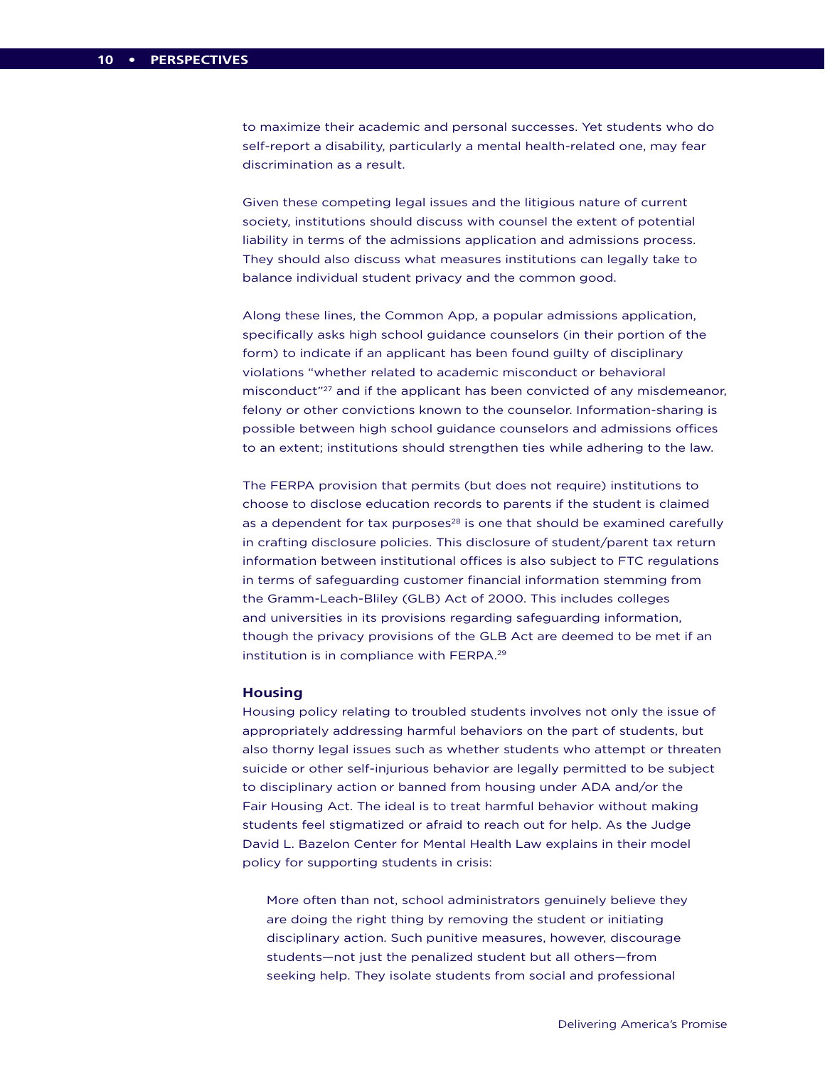to maximize their academic and personal successes. Yet students who do self-report a disability, particularly a mental health-related one, may fear discrimination as a result.

Given these competing legal issues and the litigious nature of current society, institutions should discuss with counsel the extent of potential liability in terms of the admissions application and admissions process. They should also discuss what measures institutions can legally take to balance individual student privacy and the common good.

Along these lines, the Common App, a popular admissions application, specifically asks high school guidance counselors (in their portion of the form) to indicate if an applicant has been found guilty of disciplinary violations "whether related to academic misconduct or behavioral misconduct"[27] and if the applicant has been convicted of any misdemeanor, felony or other convictions known to the counselor. Information-sharing is possible between high school guidance counselors and admissions offices to an extent; institutions should strengthen ties while adhering to the law.

The FERPA provision that permits (but does not require) institutions to choose to disclose education records to parents if the student is claimed as a dependent for tax purposes[28] is one that should be examined carefully in crafting disclosure policies. This disclosure of student/parent tax return information between institutional offices is also subject to FTC regulations in terms of safeguarding customer financial information stemming from the Gramm-Leach-Bliley (GLB) Act of 2000. This includes colleges and universities in its provisions regarding safeguarding information, though the privacy provisions of the GLB Act are deemed to be met if an institution is in compliance with FERPA.[29]

### Housing

Housing policy relating to troubled students involves not only the issue of appropriately addressing harmful behaviors on the part of students, but also thorny legal issues such as whether students who attempt or threaten suicide or other self-injurious behavior are legally permitted to be subject to disciplinary action or banned from housing under ADA and/or the Fair Housing Act. The ideal is to treat harmful behavior without making students feel stigmatized or afraid to reach out for help. As the Judge David L. Bazelon Center for Mental Health Law explains in their model policy for supporting students in crisis:

> More often than not, school administrators genuinely believe they are doing the right thing by removing the student or initiating disciplinary action. Such punitive measures, however, discourage students—not just the penalized student but all others—from seeking help. They isolate students from social and professional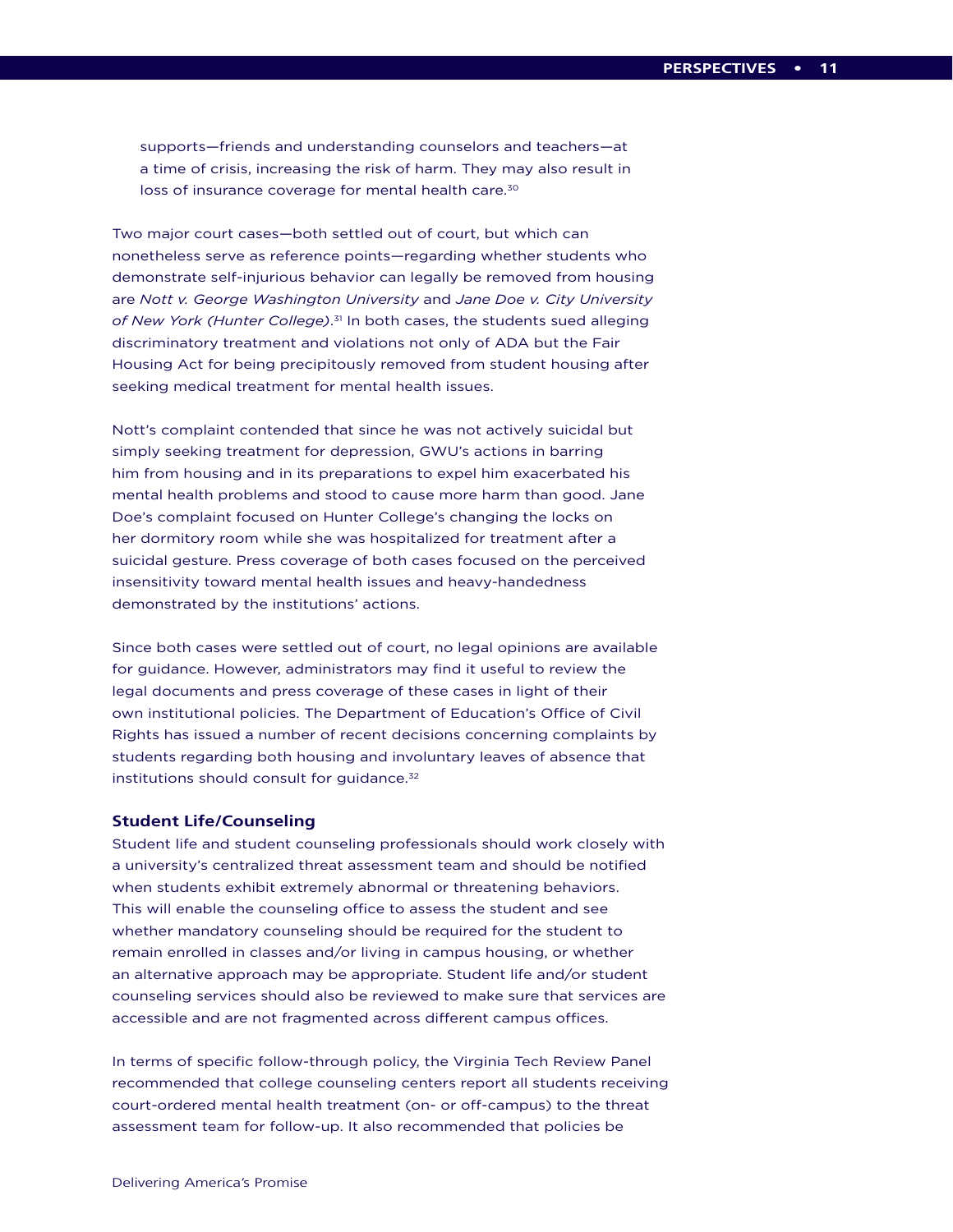supports—friends and understanding counselors and teachers—at a time of crisis, increasing the risk of harm. They may also result in loss of insurance coverage for mental health care.[30]

Two major court cases—both settled out of court, but which can nonetheless serve as reference points—regarding whether students who demonstrate self-injurious behavior can legally be removed from housing are *Nott v. George Washington University* and *Jane Doe v. City University of New York (Hunter College)*.[31] In both cases, the students sued alleging discriminatory treatment and violations not only of ADA but the Fair Housing Act for being precipitously removed from student housing after seeking medical treatment for mental health issues.

Nott's complaint contended that since he was not actively suicidal but simply seeking treatment for depression, GWU's actions in barring him from housing and in its preparations to expel him exacerbated his mental health problems and stood to cause more harm than good. Jane Doe's complaint focused on Hunter College's changing the locks on her dormitory room while she was hospitalized for treatment after a suicidal gesture. Press coverage of both cases focused on the perceived insensitivity toward mental health issues and heavy-handedness demonstrated by the institutions' actions.

Since both cases were settled out of court, no legal opinions are available for guidance. However, administrators may find it useful to review the legal documents and press coverage of these cases in light of their own institutional policies. The Department of Education's Office of Civil Rights has issued a number of recent decisions concerning complaints by students regarding both housing and involuntary leaves of absence that institutions should consult for guidance.[32]

### Student Life/Counseling

Student life and student counseling professionals should work closely with a university's centralized threat assessment team and should be notified when students exhibit extremely abnormal or threatening behaviors. This will enable the counseling office to assess the student and see whether mandatory counseling should be required for the student to remain enrolled in classes and/or living in campus housing, or whether an alternative approach may be appropriate. Student life and/or student counseling services should also be reviewed to make sure that services are accessible and are not fragmented across different campus offices.

In terms of specific follow-through policy, the Virginia Tech Review Panel recommended that college counseling centers report all students receiving court-ordered mental health treatment (on- or off-campus) to the threat assessment team for follow-up. It also recommended that policies be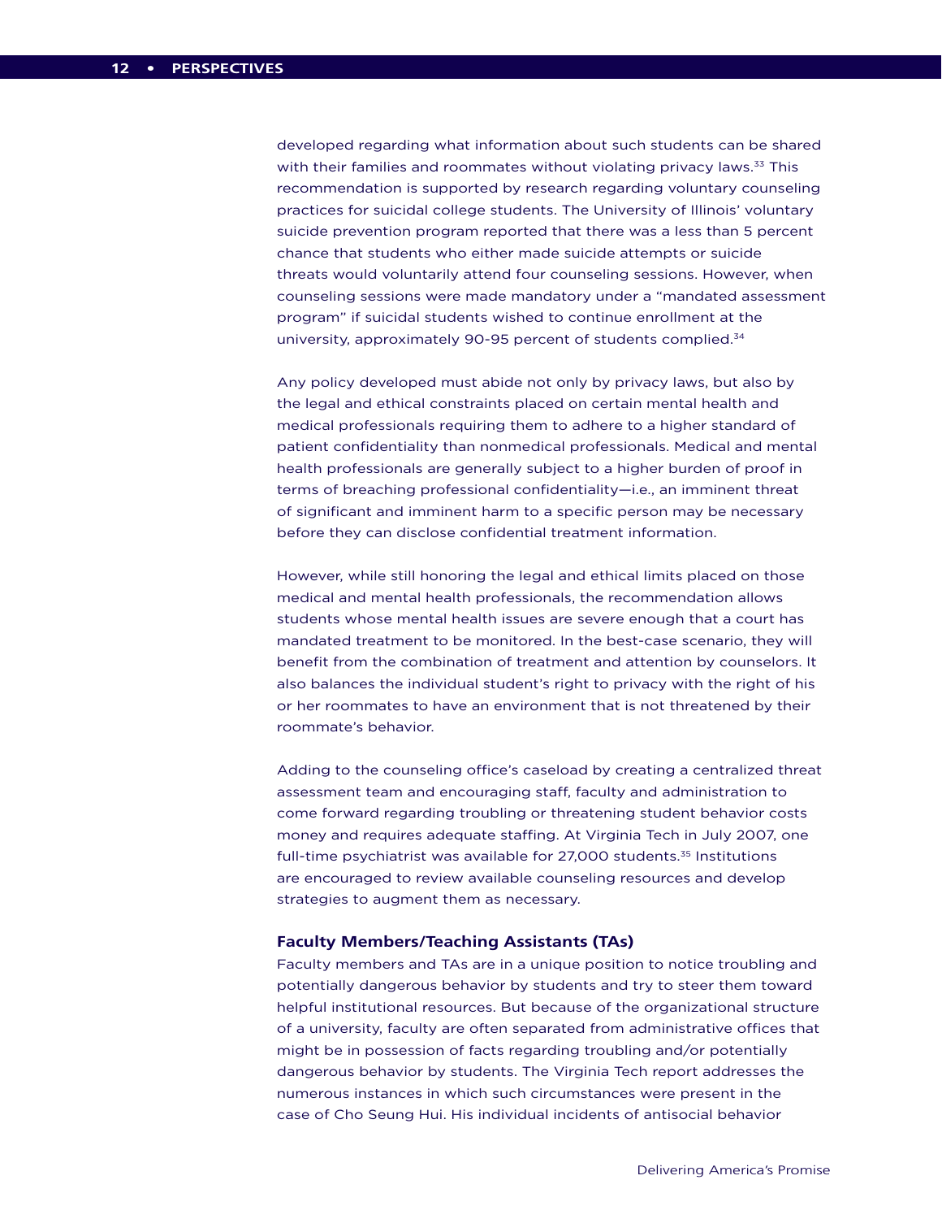developed regarding what information about such students can be shared with their families and roommates without violating privacy laws.[33] This recommendation is supported by research regarding voluntary counseling practices for suicidal college students. The University of Illinois' voluntary suicide prevention program reported that there was a less than 5 percent chance that students who either made suicide attempts or suicide threats would voluntarily attend four counseling sessions. However, when counseling sessions were made mandatory under a "mandated assessment program" if suicidal students wished to continue enrollment at the university, approximately 90-95 percent of students complied.[34]

Any policy developed must abide not only by privacy laws, but also by the legal and ethical constraints placed on certain mental health and medical professionals requiring them to adhere to a higher standard of patient confidentiality than nonmedical professionals. Medical and mental health professionals are generally subject to a higher burden of proof in terms of breaching professional confidentiality—i.e., an imminent threat of significant and imminent harm to a specific person may be necessary before they can disclose confidential treatment information.

However, while still honoring the legal and ethical limits placed on those medical and mental health professionals, the recommendation allows students whose mental health issues are severe enough that a court has mandated treatment to be monitored. In the best-case scenario, they will benefit from the combination of treatment and attention by counselors. It also balances the individual student's right to privacy with the right of his or her roommates to have an environment that is not threatened by their roommate's behavior.

Adding to the counseling office's caseload by creating a centralized threat assessment team and encouraging staff, faculty and administration to come forward regarding troubling or threatening student behavior costs money and requires adequate staffing. At Virginia Tech in July 2007, one full-time psychiatrist was available for 27,000 students.[35] Institutions are encouraged to review available counseling resources and develop strategies to augment them as necessary.

### Faculty Members/Teaching Assistants (TAs)

Faculty members and TAs are in a unique position to notice troubling and potentially dangerous behavior by students and try to steer them toward helpful institutional resources. But because of the organizational structure of a university, faculty are often separated from administrative offices that might be in possession of facts regarding troubling and/or potentially dangerous behavior by students. The Virginia Tech report addresses the numerous instances in which such circumstances were present in the case of Cho Seung Hui. His individual incidents of antisocial behavior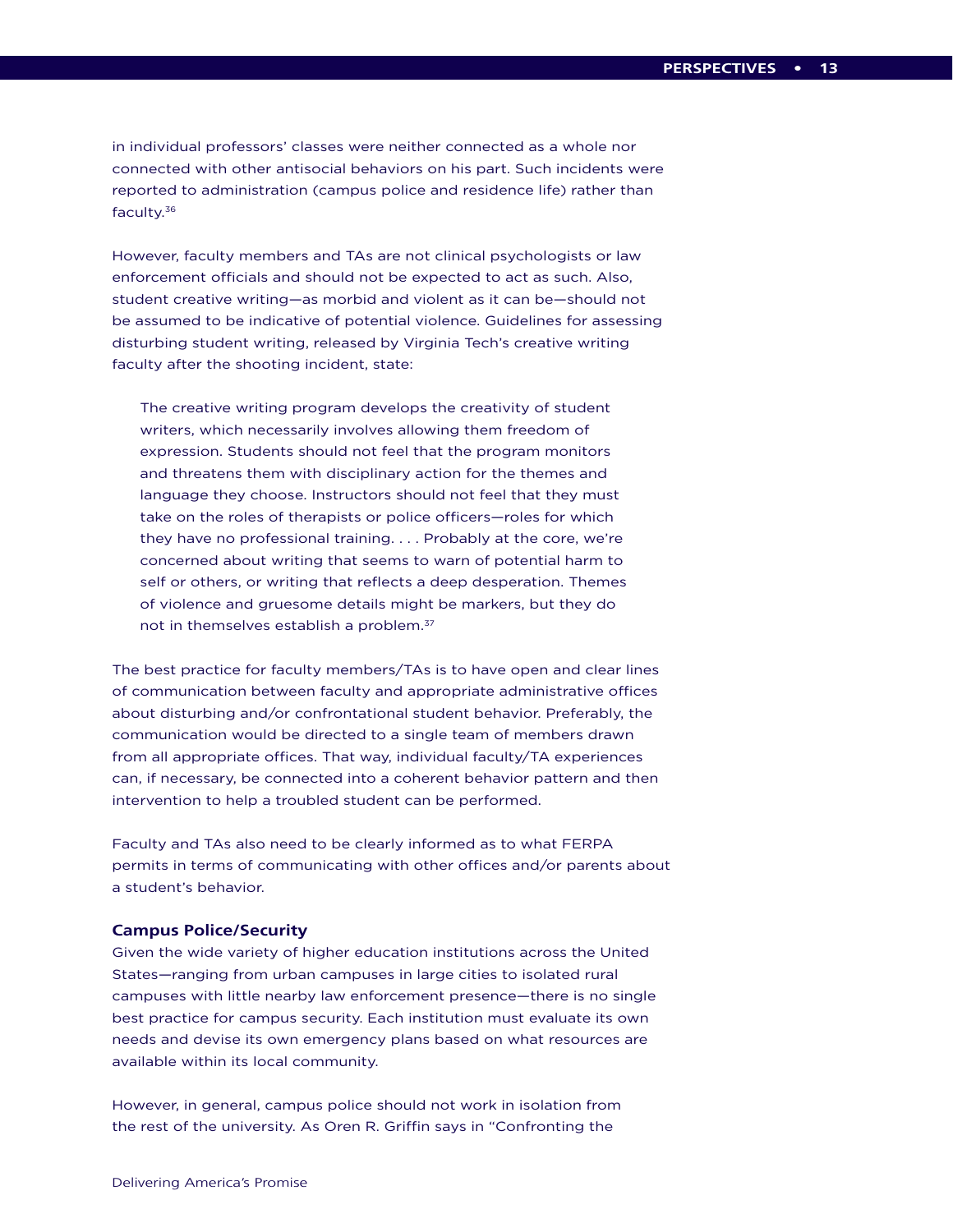in individual professors' classes were neither connected as a whole nor connected with other antisocial behaviors on his part. Such incidents were reported to administration (campus police and residence life) rather than faculty.[36]

However, faculty members and TAs are not clinical psychologists or law enforcement officials and should not be expected to act as such. Also, student creative writing—as morbid and violent as it can be—should not be assumed to be indicative of potential violence. Guidelines for assessing disturbing student writing, released by Virginia Tech's creative writing faculty after the shooting incident, state:

> The creative writing program develops the creativity of student writers, which necessarily involves allowing them freedom of expression. Students should not feel that the program monitors and threatens them with disciplinary action for the themes and language they choose. Instructors should not feel that they must take on the roles of therapists or police officers—roles for which they have no professional training. . . . Probably at the core, we're concerned about writing that seems to warn of potential harm to self or others, or writing that reflects a deep desperation. Themes of violence and gruesome details might be markers, but they do not in themselves establish a problem.[37]

The best practice for faculty members/TAs is to have open and clear lines of communication between faculty and appropriate administrative offices about disturbing and/or confrontational student behavior. Preferably, the communication would be directed to a single team of members drawn from all appropriate offices. That way, individual faculty/TA experiences can, if necessary, be connected into a coherent behavior pattern and then intervention to help a troubled student can be performed.

Faculty and TAs also need to be clearly informed as to what FERPA permits in terms of communicating with other offices and/or parents about a student's behavior.

### Campus Police/Security

Given the wide variety of higher education institutions across the United States—ranging from urban campuses in large cities to isolated rural campuses with little nearby law enforcement presence—there is no single best practice for campus security. Each institution must evaluate its own needs and devise its own emergency plans based on what resources are available within its local community.

However, in general, campus police should not work in isolation from the rest of the university. As Oren R. Griffin says in "Confronting the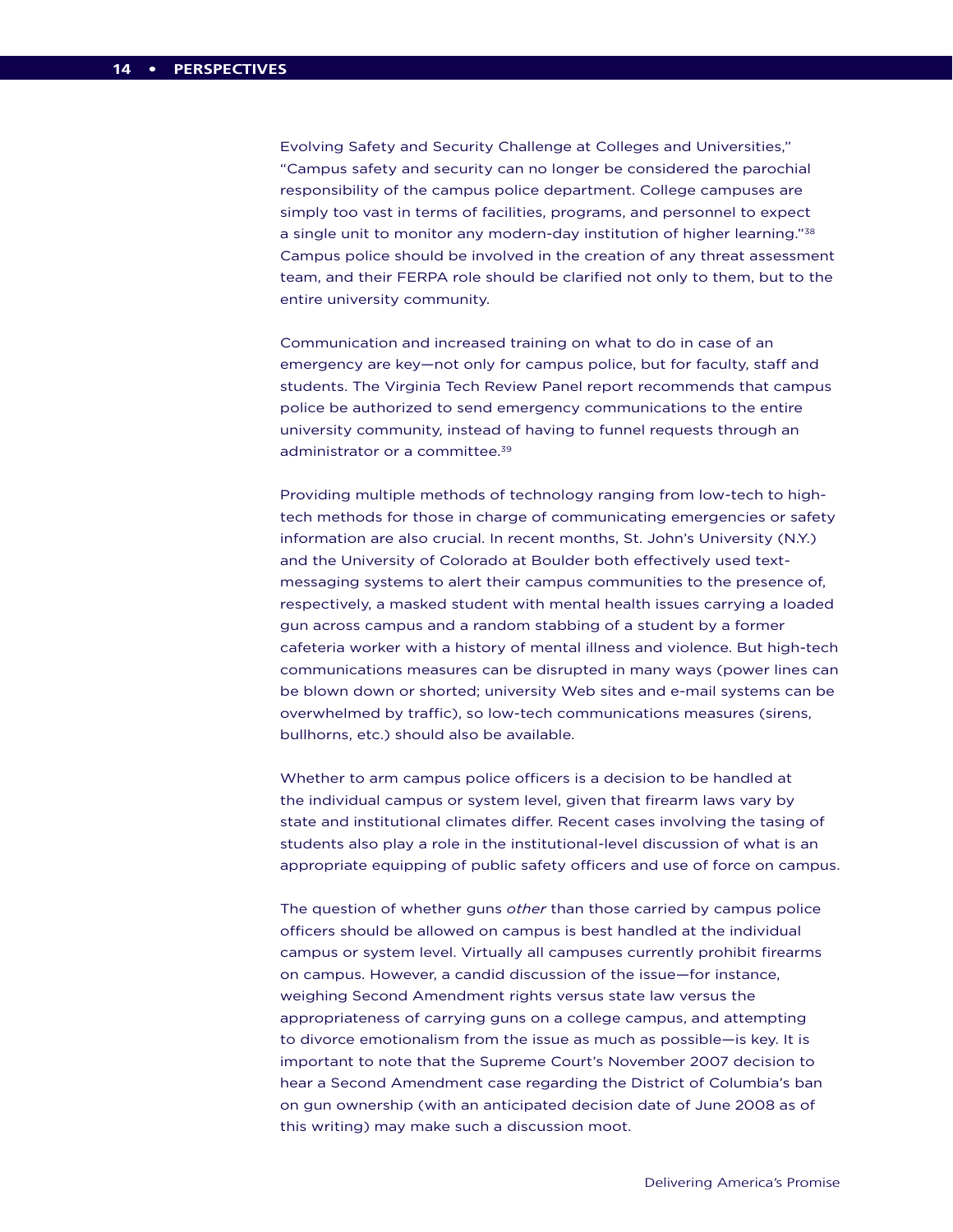Evolving Safety and Security Challenge at Colleges and Universities," "Campus safety and security can no longer be considered the parochial responsibility of the campus police department. College campuses are simply too vast in terms of facilities, programs, and personnel to expect a single unit to monitor any modern-day institution of higher learning."[38] Campus police should be involved in the creation of any threat assessment team, and their FERPA role should be clarified not only to them, but to the entire university community.

Communication and increased training on what to do in case of an emergency are key—not only for campus police, but for faculty, staff and students. The Virginia Tech Review Panel report recommends that campus police be authorized to send emergency communications to the entire university community, instead of having to funnel requests through an administrator or a committee.[39]

Providing multiple methods of technology ranging from low-tech to high-tech methods for those in charge of communicating emergencies or safety information are also crucial. In recent months, St. John's University (N.Y.) and the University of Colorado at Boulder both effectively used text-messaging systems to alert their campus communities to the presence of, respectively, a masked student with mental health issues carrying a loaded gun across campus and a random stabbing of a student by a former cafeteria worker with a history of mental illness and violence. But high-tech communications measures can be disrupted in many ways (power lines can be blown down or shorted; university Web sites and e-mail systems can be overwhelmed by traffic), so low-tech communications measures (sirens, bullhorns, etc.) should also be available.

Whether to arm campus police officers is a decision to be handled at the individual campus or system level, given that firearm laws vary by state and institutional climates differ. Recent cases involving the tasing of students also play a role in the institutional-level discussion of what is an appropriate equipping of public safety officers and use of force on campus.

The question of whether guns *other* than those carried by campus police officers should be allowed on campus is best handled at the individual campus or system level. Virtually all campuses currently prohibit firearms on campus. However, a candid discussion of the issue—for instance, weighing Second Amendment rights versus state law versus the appropriateness of carrying guns on a college campus, and attempting to divorce emotionalism from the issue as much as possible—is key. It is important to note that the Supreme Court's November 2007 decision to hear a Second Amendment case regarding the District of Columbia's ban on gun ownership (with an anticipated decision date of June 2008 as of this writing) may make such a discussion moot.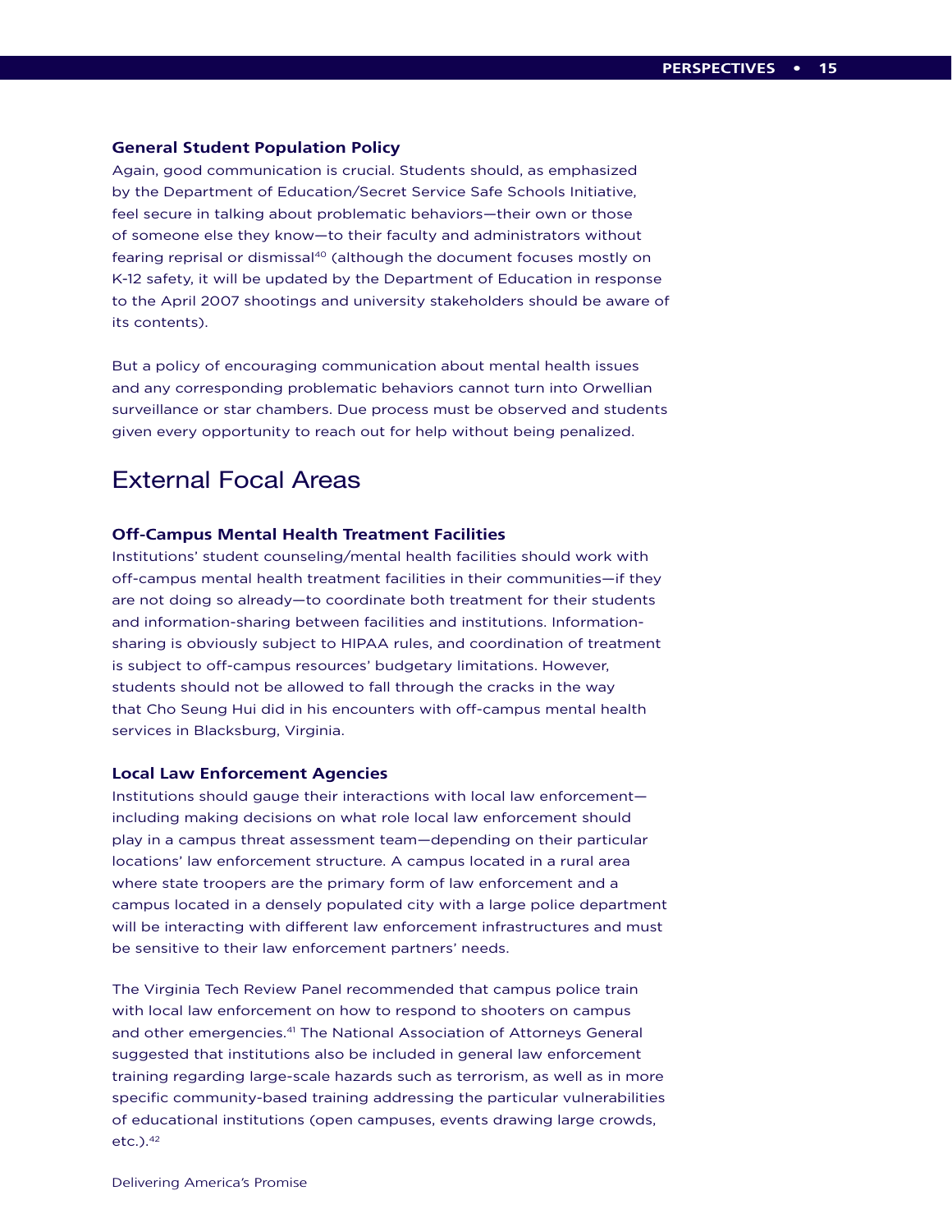### General Student Population Policy

Again, good communication is crucial. Students should, as emphasized by the Department of Education/Secret Service Safe Schools Initiative, feel secure in talking about problematic behaviors—their own or those of someone else they know—to their faculty and administrators without fearing reprisal or dismissal[40] (although the document focuses mostly on K-12 safety, it will be updated by the Department of Education in response to the April 2007 shootings and university stakeholders should be aware of its contents).

But a policy of encouraging communication about mental health issues and any corresponding problematic behaviors cannot turn into Orwellian surveillance or star chambers. Due process must be observed and students given every opportunity to reach out for help without being penalized.

## External Focal Areas

### Off-Campus Mental Health Treatment Facilities

Institutions' student counseling/mental health facilities should work with off-campus mental health treatment facilities in their communities—if they are not doing so already—to coordinate both treatment for their students and information-sharing between facilities and institutions. Information-sharing is obviously subject to HIPAA rules, and coordination of treatment is subject to off-campus resources' budgetary limitations. However, students should not be allowed to fall through the cracks in the way that Cho Seung Hui did in his encounters with off-campus mental health services in Blacksburg, Virginia.

### Local Law Enforcement Agencies

Institutions should gauge their interactions with local law enforcement—including making decisions on what role local law enforcement should play in a campus threat assessment team—depending on their particular locations' law enforcement structure. A campus located in a rural area where state troopers are the primary form of law enforcement and a campus located in a densely populated city with a large police department will be interacting with different law enforcement infrastructures and must be sensitive to their law enforcement partners' needs.

The Virginia Tech Review Panel recommended that campus police train with local law enforcement on how to respond to shooters on campus and other emergencies.[41] The National Association of Attorneys General suggested that institutions also be included in general law enforcement training regarding large-scale hazards such as terrorism, as well as in more specific community-based training addressing the particular vulnerabilities of educational institutions (open campuses, events drawing large crowds, etc.).[42]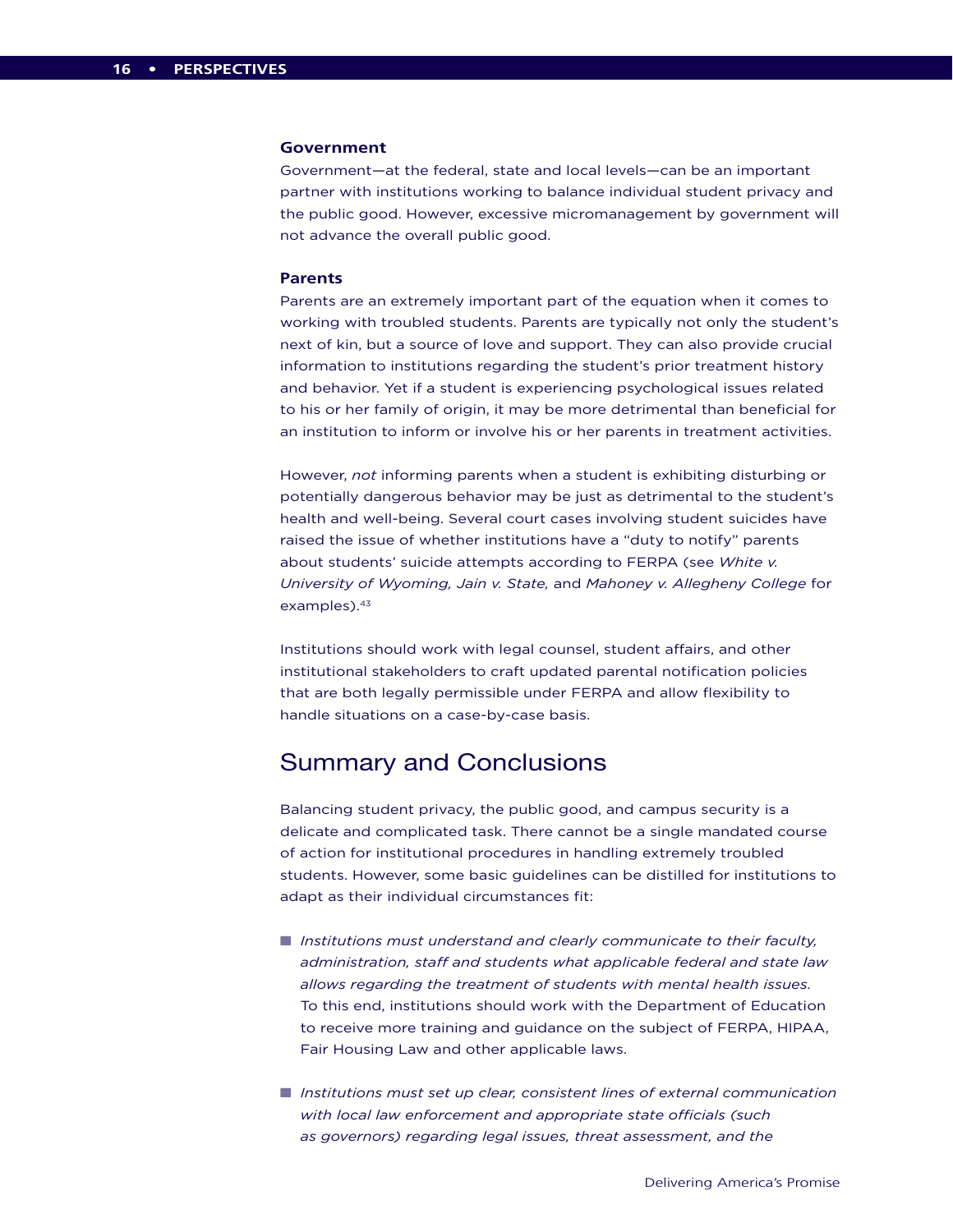### Government

Government—at the federal, state and local levels—can be an important partner with institutions working to balance individual student privacy and the public good. However, excessive micromanagement by government will not advance the overall public good.

### Parents

Parents are an extremely important part of the equation when it comes to working with troubled students. Parents are typically not only the student's next of kin, but a source of love and support. They can also provide crucial information to institutions regarding the student's prior treatment history and behavior. Yet if a student is experiencing psychological issues related to his or her family of origin, it may be more detrimental than beneficial for an institution to inform or involve his or her parents in treatment activities.

However, *not* informing parents when a student is exhibiting disturbing or potentially dangerous behavior may be just as detrimental to the student's health and well-being. Several court cases involving student suicides have raised the issue of whether institutions have a "duty to notify" parents about students' suicide attempts according to FERPA (see *White v. University of Wyoming, Jain v. State,* and *Mahoney v. Allegheny College* for examples).[43]

Institutions should work with legal counsel, student affairs, and other institutional stakeholders to craft updated parental notification policies that are both legally permissible under FERPA and allow flexibility to handle situations on a case-by-case basis.

## Summary and Conclusions

Balancing student privacy, the public good, and campus security is a delicate and complicated task. There cannot be a single mandated course of action for institutional procedures in handling extremely troubled students. However, some basic guidelines can be distilled for institutions to adapt as their individual circumstances fit:

- *Institutions must understand and clearly communicate to their faculty, administration, staff and students what applicable federal and state law allows regarding the treatment of students with mental health issues.* To this end, institutions should work with the Department of Education to receive more training and guidance on the subject of FERPA, HIPAA, Fair Housing Law and other applicable laws.

- *Institutions must set up clear, consistent lines of external communication with local law enforcement and appropriate state officials (such as governors) regarding legal issues, threat assessment, and the*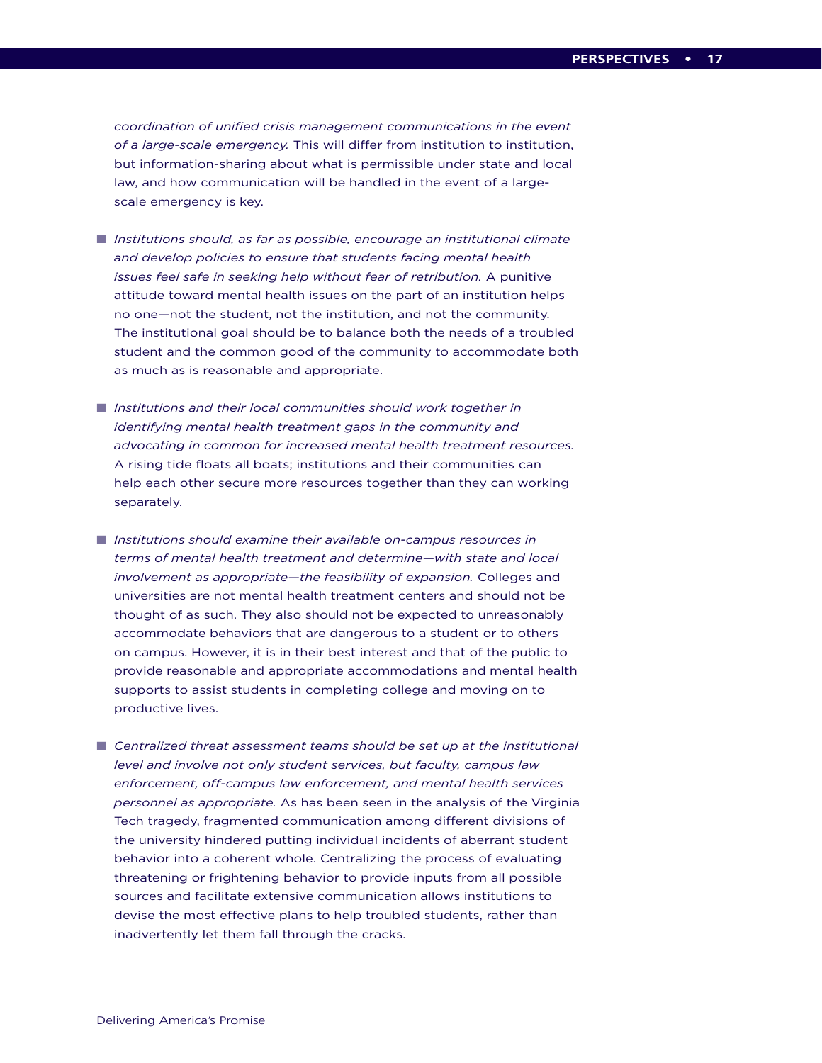*coordination of unified crisis management communications in the event of a large-scale emergency.* This will differ from institution to institution, but information-sharing about what is permissible under state and local law, and how communication will be handled in the event of a large-scale emergency is key.

- *Institutions should, as far as possible, encourage an institutional climate and develop policies to ensure that students facing mental health issues feel safe in seeking help without fear of retribution.* A punitive attitude toward mental health issues on the part of an institution helps no one—not the student, not the institution, and not the community. The institutional goal should be to balance both the needs of a troubled student and the common good of the community to accommodate both as much as is reasonable and appropriate.

- *Institutions and their local communities should work together in identifying mental health treatment gaps in the community and advocating in common for increased mental health treatment resources.* A rising tide floats all boats; institutions and their communities can help each other secure more resources together than they can working separately.

- *Institutions should examine their available on-campus resources in terms of mental health treatment and determine—with state and local involvement as appropriate—the feasibility of expansion.* Colleges and universities are not mental health treatment centers and should not be thought of as such. They also should not be expected to unreasonably accommodate behaviors that are dangerous to a student or to others on campus. However, it is in their best interest and that of the public to provide reasonable and appropriate accommodations and mental health supports to assist students in completing college and moving on to productive lives.

- *Centralized threat assessment teams should be set up at the institutional level and involve not only student services, but faculty, campus law enforcement, off-campus law enforcement, and mental health services personnel as appropriate.* As has been seen in the analysis of the Virginia Tech tragedy, fragmented communication among different divisions of the university hindered putting individual incidents of aberrant student behavior into a coherent whole. Centralizing the process of evaluating threatening or frightening behavior to provide inputs from all possible sources and facilitate extensive communication allows institutions to devise the most effective plans to help troubled students, rather than inadvertently let them fall through the cracks.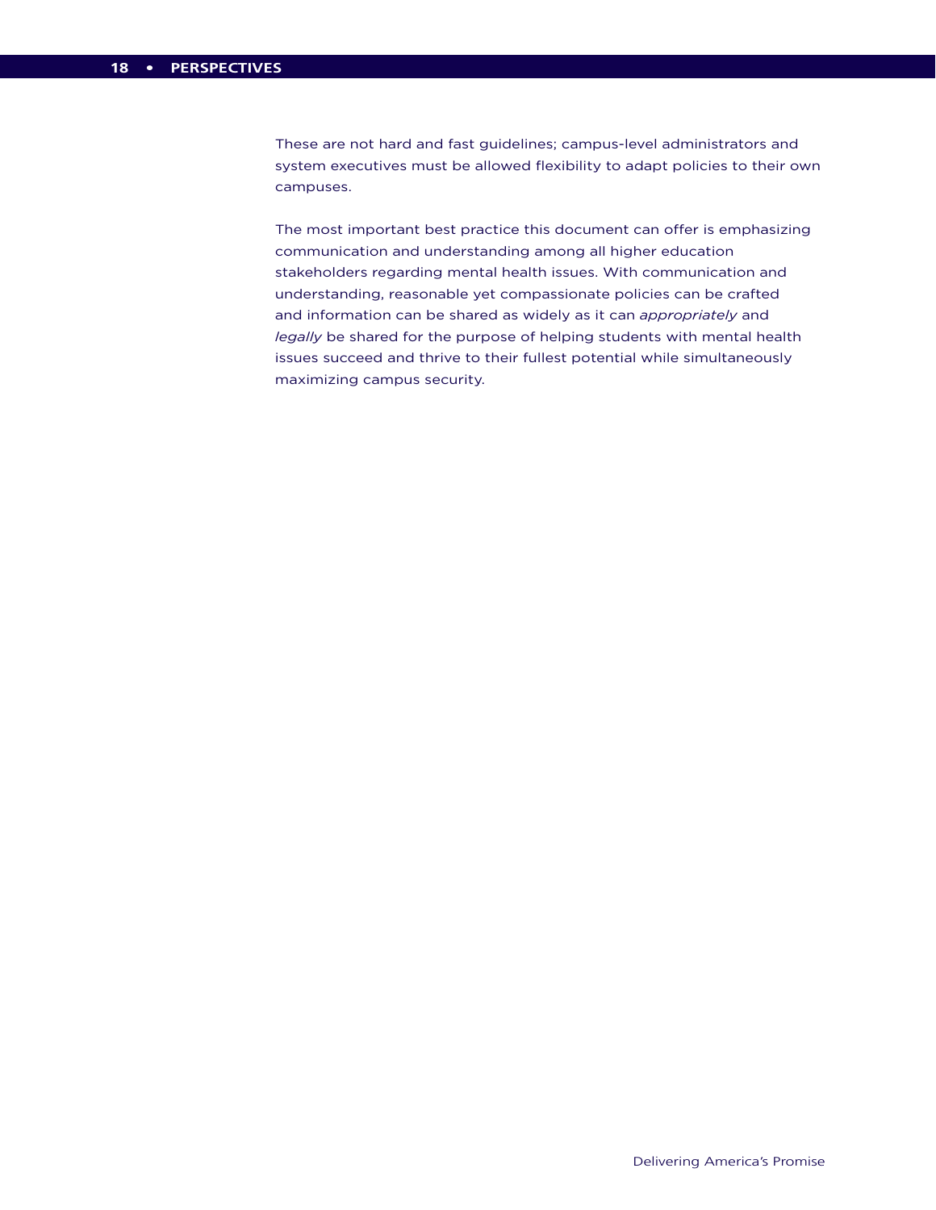These are not hard and fast guidelines; campus-level administrators and system executives must be allowed flexibility to adapt policies to their own campuses.

The most important best practice this document can offer is emphasizing communication and understanding among all higher education stakeholders regarding mental health issues. With communication and understanding, reasonable yet compassionate policies can be crafted and information can be shared as widely as it can *appropriately* and *legally* be shared for the purpose of helping students with mental health issues succeed and thrive to their fullest potential while simultaneously maximizing campus security.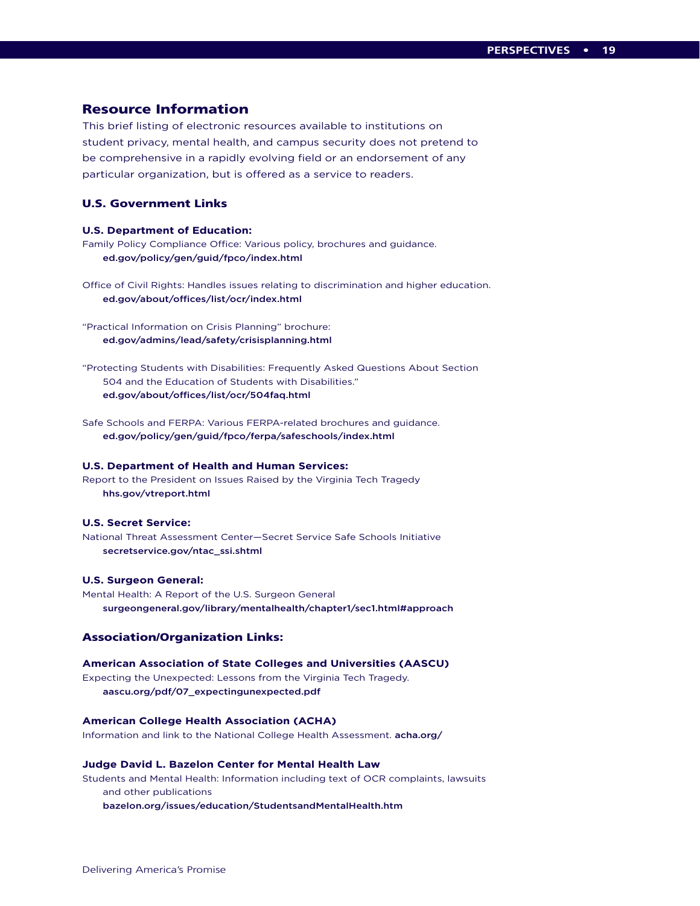## Resource Information

This brief listing of electronic resources available to institutions on student privacy, mental health, and campus security does not pretend to be comprehensive in a rapidly evolving field or an endorsement of any particular organization, but is offered as a service to readers.

### U.S. Government Links

**U.S. Department of Education:**

Family Policy Compliance Office: Various policy, brochures and guidance.
**ed.gov/policy/gen/guid/fpco/index.html**

Office of Civil Rights: Handles issues relating to discrimination and higher education.
**ed.gov/about/offices/list/ocr/index.html**

"Practical Information on Crisis Planning" brochure:
**ed.gov/admins/lead/safety/crisisplanning.html**

"Protecting Students with Disabilities: Frequently Asked Questions About Section 504 and the Education of Students with Disabilities."
**ed.gov/about/offices/list/ocr/504faq.html**

Safe Schools and FERPA: Various FERPA-related brochures and guidance.
**ed.gov/policy/gen/guid/fpco/ferpa/safeschools/index.html**

**U.S. Department of Health and Human Services:**

Report to the President on Issues Raised by the Virginia Tech Tragedy
**hhs.gov/vtreport.html**

**U.S. Secret Service:**

National Threat Assessment Center—Secret Service Safe Schools Initiative
**secretservice.gov/ntac_ssi.shtml**

**U.S. Surgeon General:**

Mental Health: A Report of the U.S. Surgeon General
**surgeongeneral.gov/library/mentalhealth/chapter1/sec1.html#approach**

### Association/Organization Links:

**American Association of State Colleges and Universities (AASCU)**

Expecting the Unexpected: Lessons from the Virginia Tech Tragedy.
**aascu.org/pdf/07_expectingunexpected.pdf**

**American College Health Association (ACHA)**

Information and link to the National College Health Assessment. **acha.org/**

**Judge David L. Bazelon Center for Mental Health Law**

Students and Mental Health: Information including text of OCR complaints, lawsuits and other publications
**bazelon.org/issues/education/StudentsandMentalHealth.htm**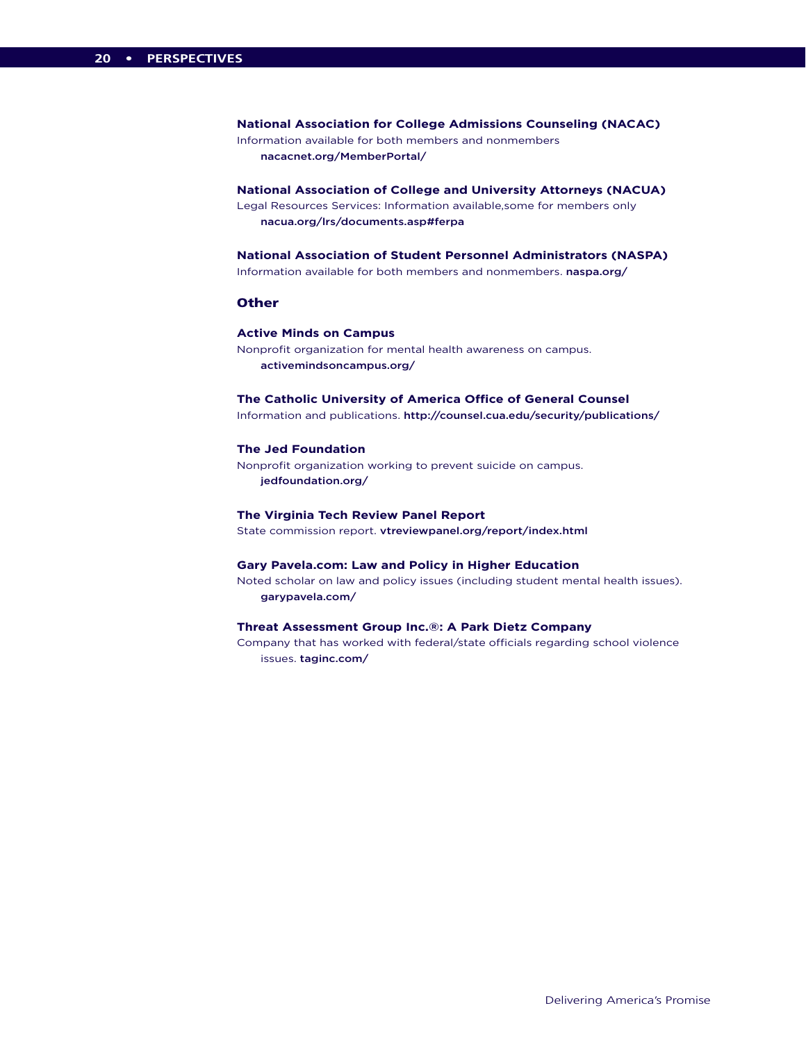**National Association for College Admissions Counseling (NACAC)**
Information available for both members and nonmembers
**nacacnet.org/MemberPortal/**

**National Association of College and University Attorneys (NACUA)**
Legal Resources Services: Information available,some for members only
**nacua.org/lrs/documents.asp#ferpa**

**National Association of Student Personnel Administrators (NASPA)**
Information available for both members and nonmembers. **naspa.org/**

## Other

**Active Minds on Campus**
Nonprofit organization for mental health awareness on campus.
**activemindsoncampus.org/**

**The Catholic University of America Office of General Counsel**
Information and publications. **http://counsel.cua.edu/security/publications/**

**The Jed Foundation**
Nonprofit organization working to prevent suicide on campus.
**jedfoundation.org/**

**The Virginia Tech Review Panel Report**
State commission report. **vtreviewpanel.org/report/index.html**

**Gary Pavela.com: Law and Policy in Higher Education**
Noted scholar on law and policy issues (including student mental health issues).
**garypavela.com/**

**Threat Assessment Group Inc.®: A Park Dietz Company**
Company that has worked with federal/state officials regarding school violence issues. **taginc.com/**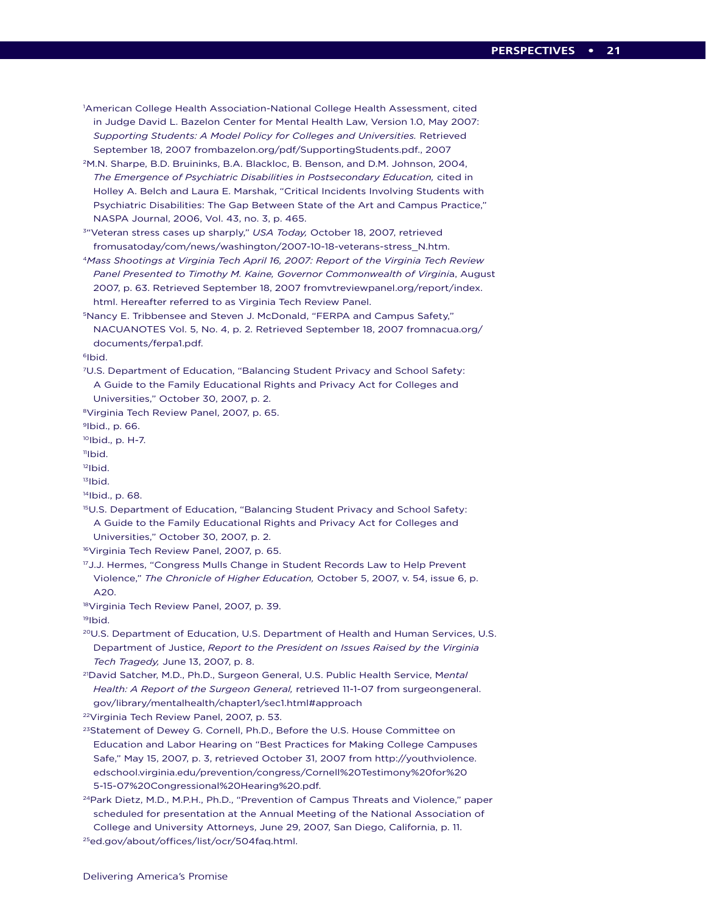[1]American College Health Association-National College Health Assessment, cited in Judge David L. Bazelon Center for Mental Health Law, Version 1.0, May 2007: *Supporting Students: A Model Policy for Colleges and Universities.* Retrieved September 18, 2007 frombazelon.org/pdf/SupportingStudents.pdf., 2007

[2]M.N. Sharpe, B.D. Bruininks, B.A. Blackloc, B. Benson, and D.M. Johnson, 2004, *The Emergence of Psychiatric Disabilities in Postsecondary Education,* cited in Holley A. Belch and Laura E. Marshak, "Critical Incidents Involving Students with Psychiatric Disabilities: The Gap Between State of the Art and Campus Practice," NASPA Journal, 2006, Vol. 43, no. 3, p. 465.

[3]"Veteran stress cases up sharply," *USA Today,* October 18, 2007, retrieved fromusatoday/com/news/washington/2007-10-18-veterans-stress_N.htm.

[4]*Mass Shootings at Virginia Tech April 16, 2007: Report of the Virginia Tech Review Panel Presented to Timothy M. Kaine, Governor Commonwealth of Virgini*a, August 2007, p. 63. Retrieved September 18, 2007 fromvtreviewpanel.org/report/index.html. Hereafter referred to as Virginia Tech Review Panel.

[5]Nancy E. Tribbensee and Steven J. McDonald, "FERPA and Campus Safety," NACUANOTES Vol. 5, No. 4, p. 2. Retrieved September 18, 2007 fromnacua.org/documents/ferpa1.pdf.

[6]Ibid.

[7]U.S. Department of Education, "Balancing Student Privacy and School Safety: A Guide to the Family Educational Rights and Privacy Act for Colleges and Universities," October 30, 2007, p. 2.

[8]Virginia Tech Review Panel, 2007, p. 65.

[9]Ibid., p. 66.

[10]Ibid., p. H-7.

[11]Ibid.

[12]Ibid.

[13]Ibid.

[14]Ibid., p. 68.

[15]U.S. Department of Education, "Balancing Student Privacy and School Safety: A Guide to the Family Educational Rights and Privacy Act for Colleges and Universities," October 30, 2007, p. 2.

[16]Virginia Tech Review Panel, 2007, p. 65.

[17]J.J. Hermes, "Congress Mulls Change in Student Records Law to Help Prevent Violence," *The Chronicle of Higher Education,* October 5, 2007, v. 54, issue 6, p. A20.

[18]Virginia Tech Review Panel, 2007, p. 39.

[19]Ibid.

[20]U.S. Department of Education, U.S. Department of Health and Human Services, U.S. Department of Justice, *Report to the President on Issues Raised by the Virginia Tech Tragedy,* June 13, 2007, p. 8.

[21]David Satcher, M.D., Ph.D., Surgeon General, U.S. Public Health Service, M*ental Health: A Report of the Surgeon General,* retrieved 11-1-07 from surgeongeneral.gov/library/mentalhealth/chapter1/sec1.html#approach

[22]Virginia Tech Review Panel, 2007, p. 53.

[23]Statement of Dewey G. Cornell, Ph.D., Before the U.S. House Committee on Education and Labor Hearing on "Best Practices for Making College Campuses Safe," May 15, 2007, p. 3, retrieved October 31, 2007 from http://youthviolence.edschool.virginia.edu/prevention/congress/Cornell%20Testimony%20for%205-15-07%20Congressional%20Hearing%20.pdf.

[24]Park Dietz, M.D., M.P.H., Ph.D., "Prevention of Campus Threats and Violence," paper scheduled for presentation at the Annual Meeting of the National Association of College and University Attorneys, June 29, 2007, San Diego, California, p. 11.

[25]ed.gov/about/offices/list/ocr/504faq.html.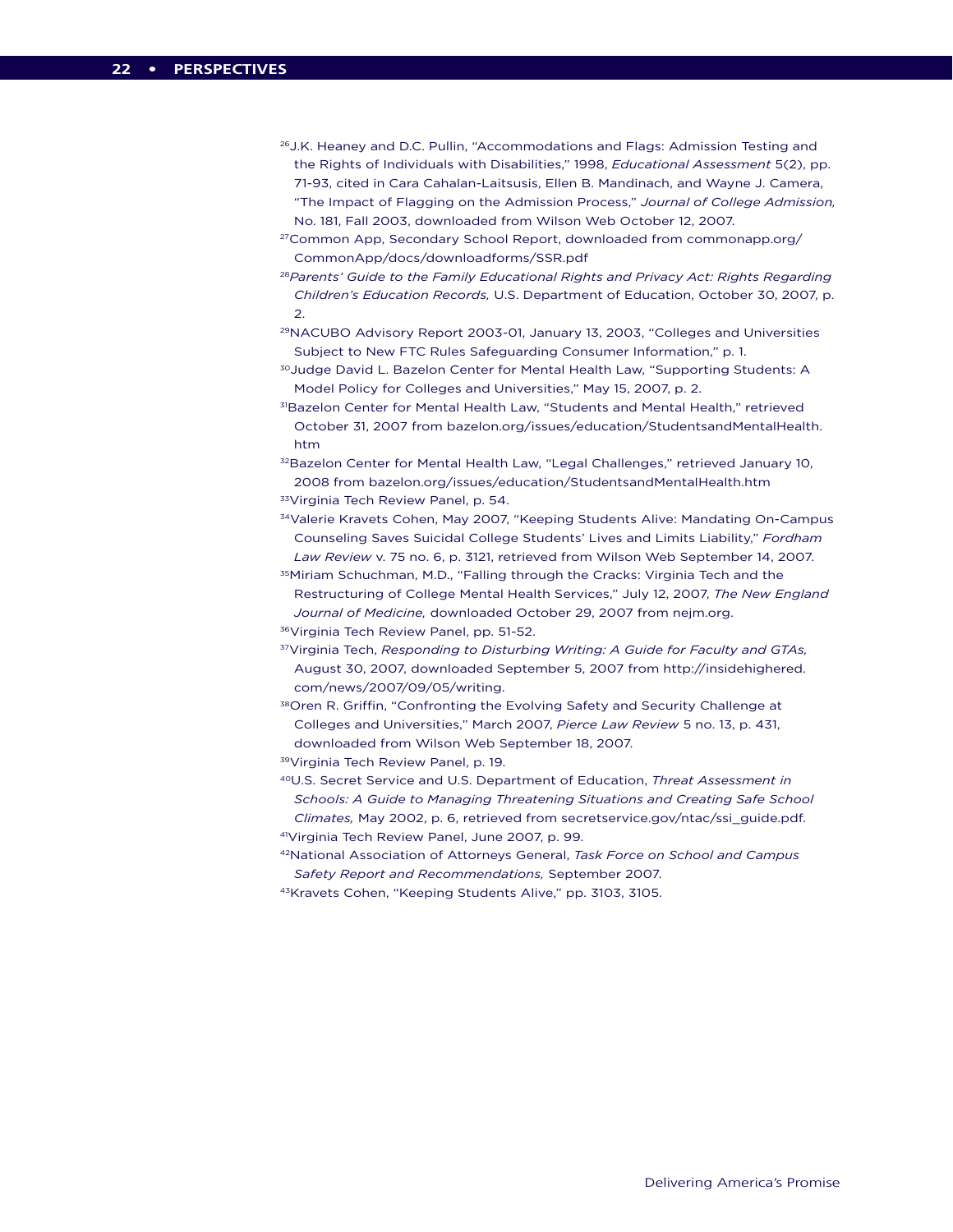[26]J.K. Heaney and D.C. Pullin, "Accommodations and Flags: Admission Testing and the Rights of Individuals with Disabilities," 1998, *Educational Assessment* 5(2), pp. 71-93, cited in Cara Cahalan-Laitsusis, Ellen B. Mandinach, and Wayne J. Camera, "The Impact of Flagging on the Admission Process," *Journal of College Admission,* No. 181, Fall 2003, downloaded from Wilson Web October 12, 2007.

[27]Common App, Secondary School Report, downloaded from commonapp.org/CommonApp/docs/downloadforms/SSR.pdf

[28]*Parents' Guide to the Family Educational Rights and Privacy Act: Rights Regarding Children's Education Records,* U.S. Department of Education, October 30, 2007, p. 2.

[29]NACUBO Advisory Report 2003-01, January 13, 2003, "Colleges and Universities Subject to New FTC Rules Safeguarding Consumer Information," p. 1.

[30]Judge David L. Bazelon Center for Mental Health Law, "Supporting Students: A Model Policy for Colleges and Universities," May 15, 2007, p. 2.

[31]Bazelon Center for Mental Health Law, "Students and Mental Health," retrieved October 31, 2007 from bazelon.org/issues/education/StudentsandMentalHealth.htm

[32]Bazelon Center for Mental Health Law, "Legal Challenges," retrieved January 10, 2008 from bazelon.org/issues/education/StudentsandMentalHealth.htm

[33]Virginia Tech Review Panel, p. 54.

[34]Valerie Kravets Cohen, May 2007, "Keeping Students Alive: Mandating On-Campus Counseling Saves Suicidal College Students' Lives and Limits Liability," *Fordham Law Review* v. 75 no. 6, p. 3121, retrieved from Wilson Web September 14, 2007.

[35]Miriam Schuchman, M.D., "Falling through the Cracks: Virginia Tech and the Restructuring of College Mental Health Services," July 12, 2007, *The New England Journal of Medicine,* downloaded October 29, 2007 from nejm.org.

[36]Virginia Tech Review Panel, pp. 51-52.

[37]Virginia Tech, *Responding to Disturbing Writing: A Guide for Faculty and GTAs,* August 30, 2007, downloaded September 5, 2007 from http://insidehighered.com/news/2007/09/05/writing.

[38]Oren R. Griffin, "Confronting the Evolving Safety and Security Challenge at Colleges and Universities," March 2007, *Pierce Law Review* 5 no. 13, p. 431, downloaded from Wilson Web September 18, 2007.

[39]Virginia Tech Review Panel, p. 19.

[40]U.S. Secret Service and U.S. Department of Education, *Threat Assessment in Schools: A Guide to Managing Threatening Situations and Creating Safe School Climates,* May 2002, p. 6, retrieved from secretservice.gov/ntac/ssi_guide.pdf.

[41]Virginia Tech Review Panel, June 2007, p. 99.

[42]National Association of Attorneys General, *Task Force on School and Campus Safety Report and Recommendations,* September 2007.

[43]Kravets Cohen, "Keeping Students Alive," pp. 3103, 3105.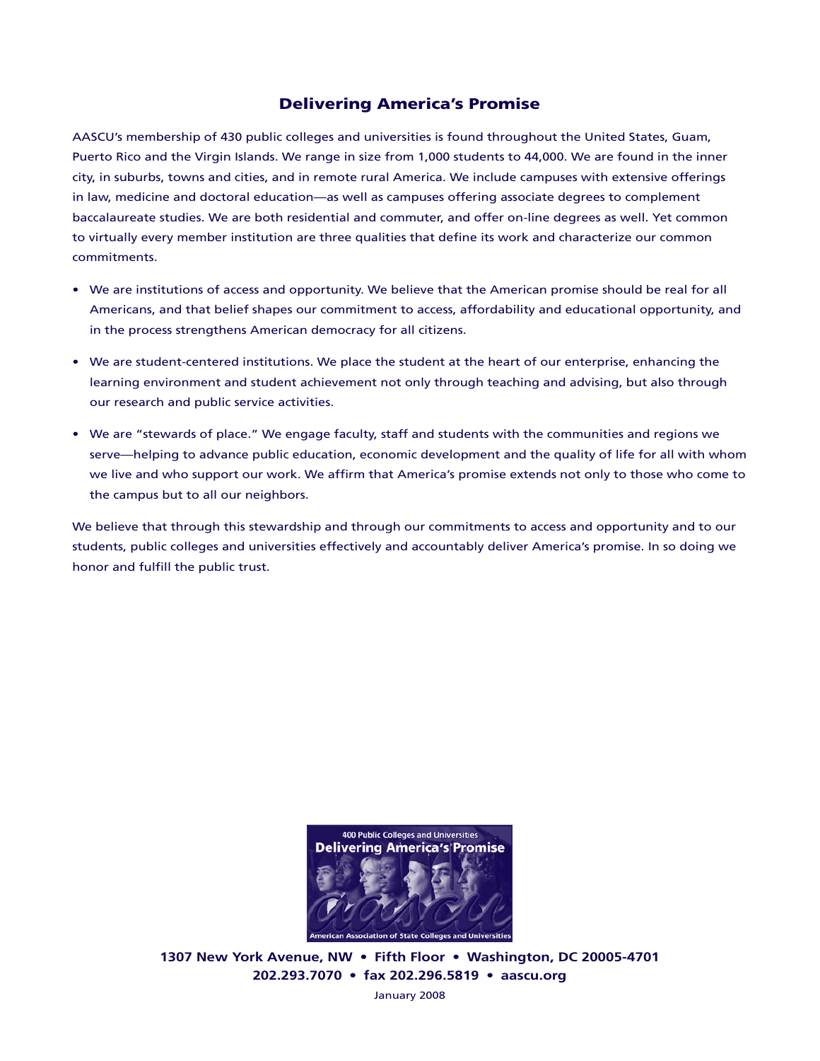## Delivering America's Promise

AASCU's membership of 430 public colleges and universities is found throughout the United States, Guam, Puerto Rico and the Virgin Islands. We range in size from 1,000 students to 44,000. We are found in the inner city, in suburbs, towns and cities, and in remote rural America. We include campuses with extensive offerings in law, medicine and doctoral education—as well as campuses offering associate degrees to complement baccalaureate studies. We are both residential and commuter, and offer on-line degrees as well. Yet common to virtually every member institution are three qualities that define its work and characterize our common commitments.

- We are institutions of access and opportunity. We believe that the American promise should be real for all Americans, and that belief shapes our commitment to access, affordability and educational opportunity, and in the process strengthens American democracy for all citizens.
- We are student-centered institutions. We place the student at the heart of our enterprise, enhancing the learning environment and student achievement not only through teaching and advising, but also through our research and public service activities.
- We are "stewards of place." We engage faculty, staff and students with the communities and regions we serve—helping to advance public education, economic development and the quality of life for all with whom we live and who support our work. We affirm that America's promise extends not only to those who come to the campus but to all our neighbors.

We believe that through this stewardship and through our commitments to access and opportunity and to our students, public colleges and universities effectively and accountably deliver America's promise. In so doing we honor and fulfill the public trust.

400 Public Colleges and Universities
Delivering America's Promise
aascu
American Association of State Colleges and Universities

**1307 New York Avenue, NW • Fifth Floor • Washington, DC 20005-4701**
**202.293.7070 • fax 202.296.5819 • aascu.org**

January 2008